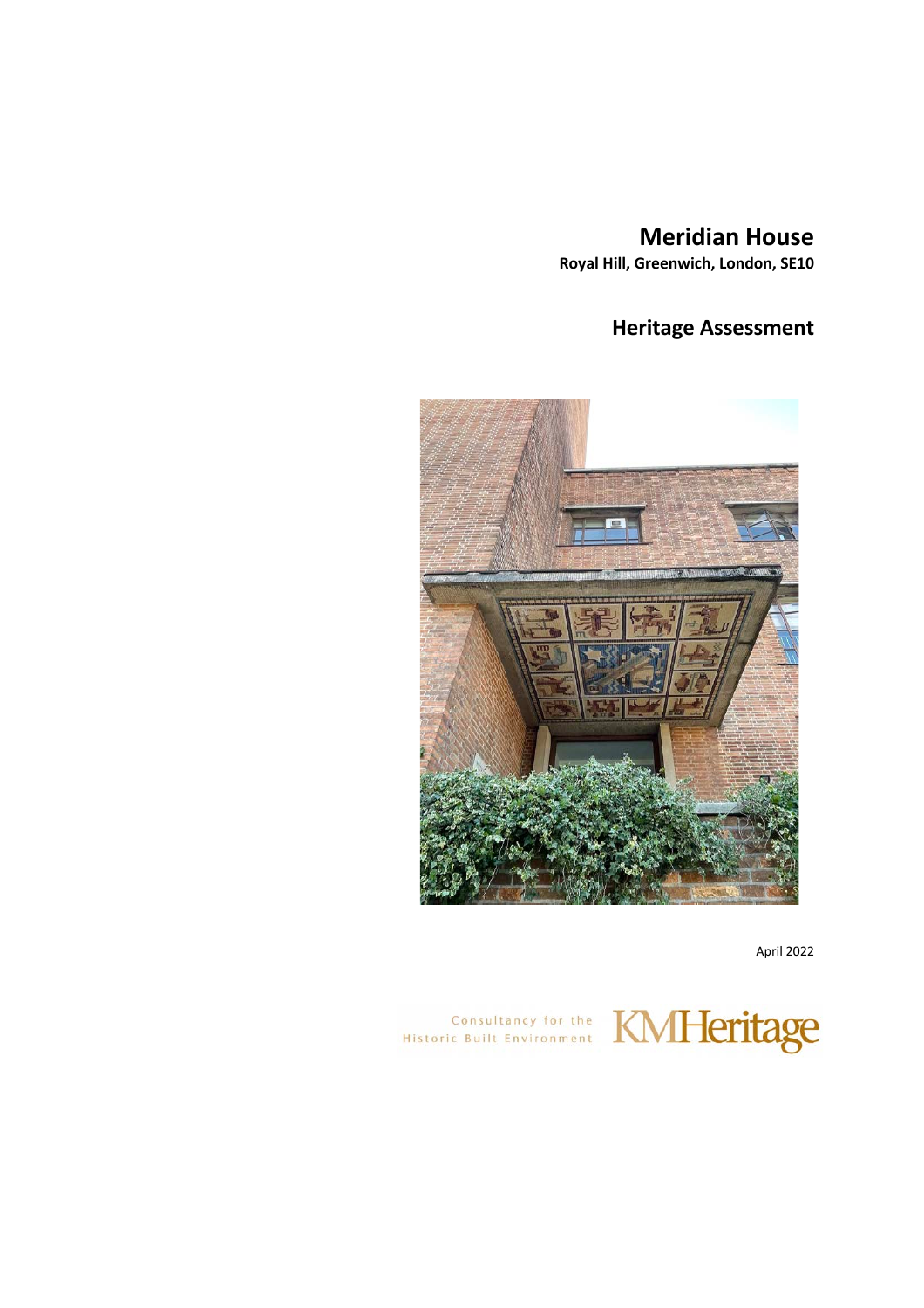# Meridian House

**Royal Hill, Greenwich, London, SE10**

## Heritage Assessment

April 2022

Consultancy for the Historic Built Environment

KMHeritage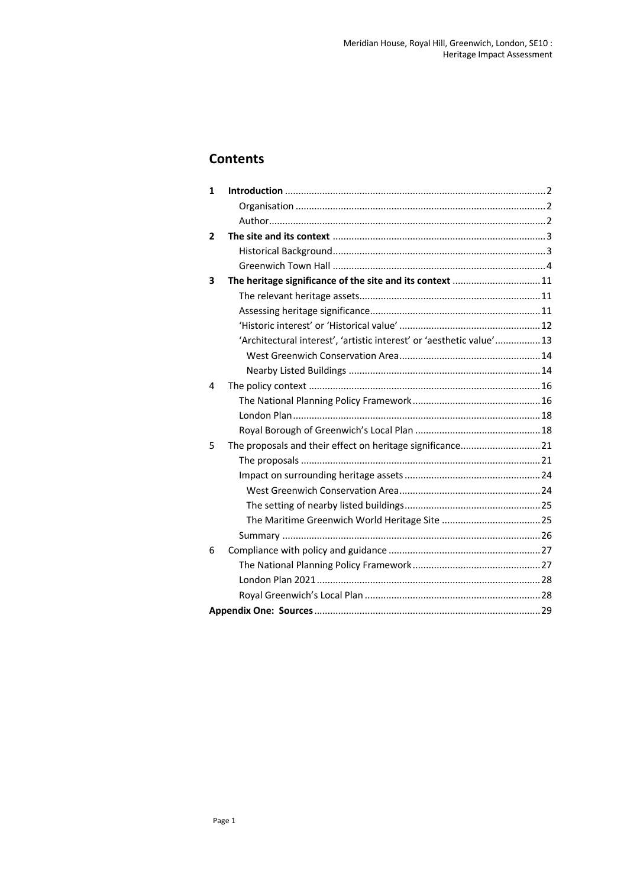## Contents

| | | |
|---|---|---|
| **1** | **Introduction** | 2 |
| | Organisation | 2 |
| | Author | 2 |
| **2** | **The site and its context** | 3 |
| | Historical Background | 3 |
| | Greenwich Town Hall | 4 |
| **3** | **The heritage significance of the site and its context** | 11 |
| | The relevant heritage assets | 11 |
| | Assessing heritage significance | 11 |
| | 'Historic interest' or 'Historical value' | 12 |
| | 'Architectural interest', 'artistic interest' or 'aesthetic value' | 13 |
| | West Greenwich Conservation Area | 14 |
| | Nearby Listed Buildings | 14 |
| 4 | The policy context | 16 |
| | The National Planning Policy Framework | 16 |
| | London Plan | 18 |
| | Royal Borough of Greenwich's Local Plan | 18 |
| 5 | The proposals and their effect on heritage significance | 21 |
| | The proposals | 21 |
| | Impact on surrounding heritage assets | 24 |
| | West Greenwich Conservation Area | 24 |
| | The setting of nearby listed buildings | 25 |
| | The Maritime Greenwich World Heritage Site | 25 |
| | Summary | 26 |
| 6 | Compliance with policy and guidance | 27 |
| | The National Planning Policy Framework | 27 |
| | London Plan 2021 | 28 |
| | Royal Greenwich's Local Plan | 28 |
| **Appendix One: Sources** | | 29 |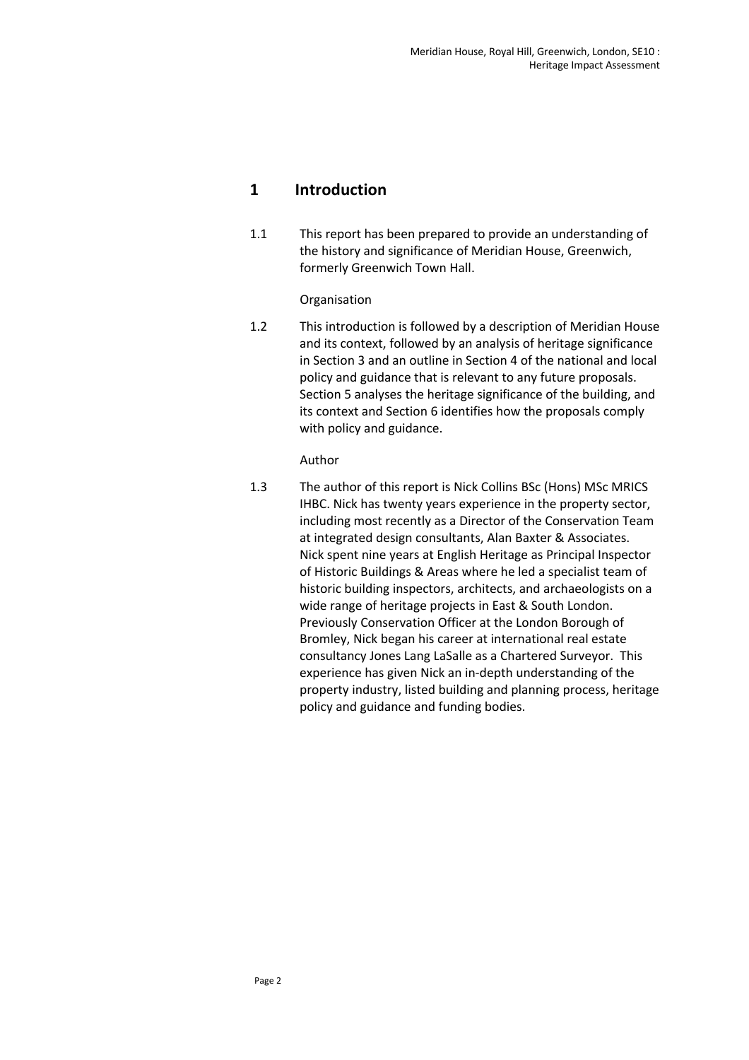# 1 Introduction

1.1 This report has been prepared to provide an understanding of the history and significance of Meridian House, Greenwich, formerly Greenwich Town Hall.

Organisation

1.2 This introduction is followed by a description of Meridian House and its context, followed by an analysis of heritage significance in Section 3 and an outline in Section 4 of the national and local policy and guidance that is relevant to any future proposals. Section 5 analyses the heritage significance of the building, and its context and Section 6 identifies how the proposals comply with policy and guidance.

Author

1.3 The author of this report is Nick Collins BSc (Hons) MSc MRICS IHBC. Nick has twenty years experience in the property sector, including most recently as a Director of the Conservation Team at integrated design consultants, Alan Baxter & Associates. Nick spent nine years at English Heritage as Principal Inspector of Historic Buildings & Areas where he led a specialist team of historic building inspectors, architects, and archaeologists on a wide range of heritage projects in East & South London. Previously Conservation Officer at the London Borough of Bromley, Nick began his career at international real estate consultancy Jones Lang LaSalle as a Chartered Surveyor. This experience has given Nick an in-depth understanding of the property industry, listed building and planning process, heritage policy and guidance and funding bodies.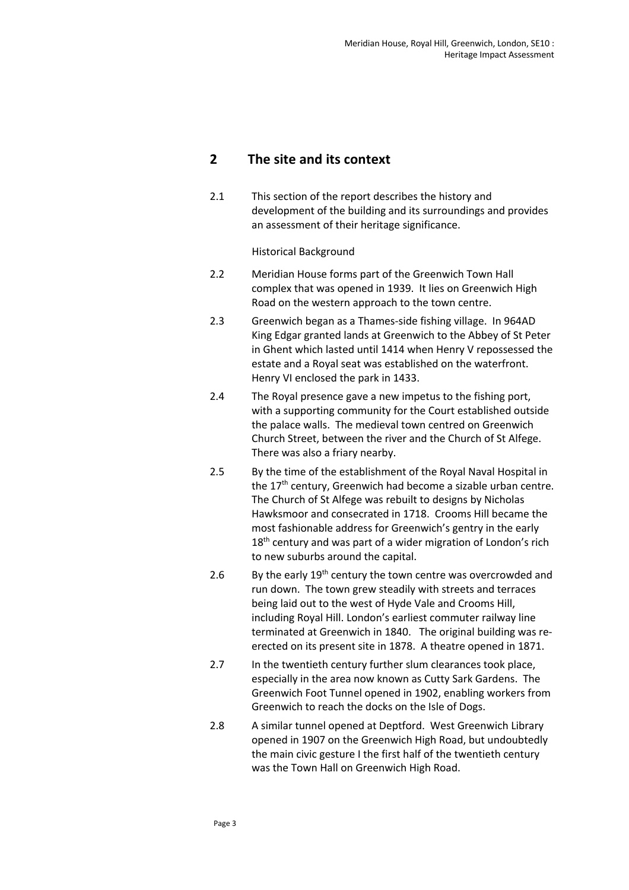## 2 The site and its context

2.1 This section of the report describes the history and development of the building and its surroundings and provides an assessment of their heritage significance.

Historical Background

2.2 Meridian House forms part of the Greenwich Town Hall complex that was opened in 1939. It lies on Greenwich High Road on the western approach to the town centre.

2.3 Greenwich began as a Thames-side fishing village. In 964AD King Edgar granted lands at Greenwich to the Abbey of St Peter in Ghent which lasted until 1414 when Henry V repossessed the estate and a Royal seat was established on the waterfront. Henry VI enclosed the park in 1433.

2.4 The Royal presence gave a new impetus to the fishing port, with a supporting community for the Court established outside the palace walls. The medieval town centred on Greenwich Church Street, between the river and the Church of St Alfege. There was also a friary nearby.

2.5 By the time of the establishment of the Royal Naval Hospital in the 17th century, Greenwich had become a sizable urban centre. The Church of St Alfege was rebuilt to designs by Nicholas Hawksmoor and consecrated in 1718. Crooms Hill became the most fashionable address for Greenwich's gentry in the early 18th century and was part of a wider migration of London's rich to new suburbs around the capital.

2.6 By the early 19th century the town centre was overcrowded and run down. The town grew steadily with streets and terraces being laid out to the west of Hyde Vale and Crooms Hill, including Royal Hill. London's earliest commuter railway line terminated at Greenwich in 1840. The original building was re-erected on its present site in 1878. A theatre opened in 1871.

2.7 In the twentieth century further slum clearances took place, especially in the area now known as Cutty Sark Gardens. The Greenwich Foot Tunnel opened in 1902, enabling workers from Greenwich to reach the docks on the Isle of Dogs.

2.8 A similar tunnel opened at Deptford. West Greenwich Library opened in 1907 on the Greenwich High Road, but undoubtedly the main civic gesture I the first half of the twentieth century was the Town Hall on Greenwich High Road.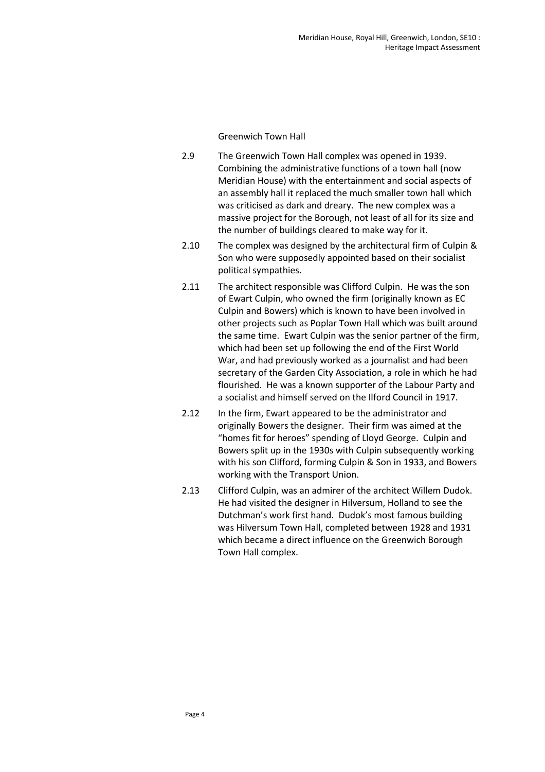### Greenwich Town Hall

2.9 The Greenwich Town Hall complex was opened in 1939. Combining the administrative functions of a town hall (now Meridian House) with the entertainment and social aspects of an assembly hall it replaced the much smaller town hall which was criticised as dark and dreary. The new complex was a massive project for the Borough, not least of all for its size and the number of buildings cleared to make way for it.

2.10 The complex was designed by the architectural firm of Culpin & Son who were supposedly appointed based on their socialist political sympathies.

2.11 The architect responsible was Clifford Culpin. He was the son of Ewart Culpin, who owned the firm (originally known as EC Culpin and Bowers) which is known to have been involved in other projects such as Poplar Town Hall which was built around the same time. Ewart Culpin was the senior partner of the firm, which had been set up following the end of the First World War, and had previously worked as a journalist and had been secretary of the Garden City Association, a role in which he had flourished. He was a known supporter of the Labour Party and a socialist and himself served on the Ilford Council in 1917.

2.12 In the firm, Ewart appeared to be the administrator and originally Bowers the designer. Their firm was aimed at the "homes fit for heroes" spending of Lloyd George. Culpin and Bowers split up in the 1930s with Culpin subsequently working with his son Clifford, forming Culpin & Son in 1933, and Bowers working with the Transport Union.

2.13 Clifford Culpin, was an admirer of the architect Willem Dudok. He had visited the designer in Hilversum, Holland to see the Dutchman's work first hand. Dudok's most famous building was Hilversum Town Hall, completed between 1928 and 1931 which became a direct influence on the Greenwich Borough Town Hall complex.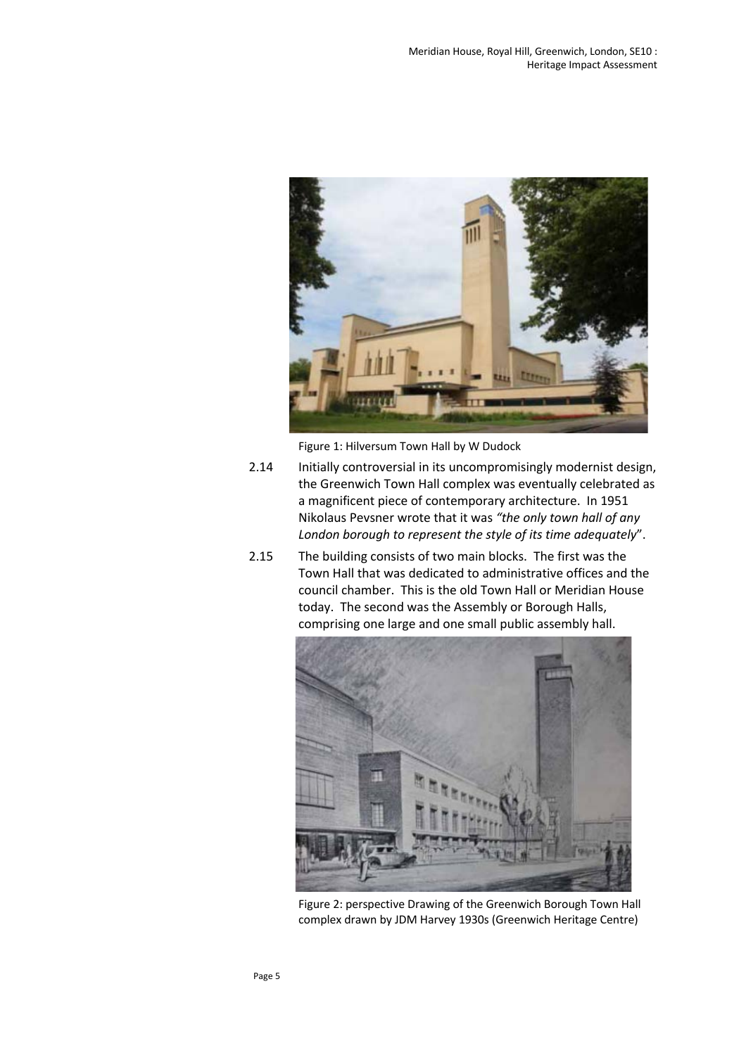Figure 1: Hilversum Town Hall by W Dudock

2.14 Initially controversial in its uncompromisingly modernist design, the Greenwich Town Hall complex was eventually celebrated as a magnificent piece of contemporary architecture. In 1951 Nikolaus Pevsner wrote that it was *"the only town hall of any London borough to represent the style of its time adequately*".

2.15 The building consists of two main blocks. The first was the Town Hall that was dedicated to administrative offices and the council chamber. This is the old Town Hall or Meridian House today. The second was the Assembly or Borough Halls, comprising one large and one small public assembly hall.

Figure 2: perspective Drawing of the Greenwich Borough Town Hall complex drawn by JDM Harvey 1930s (Greenwich Heritage Centre)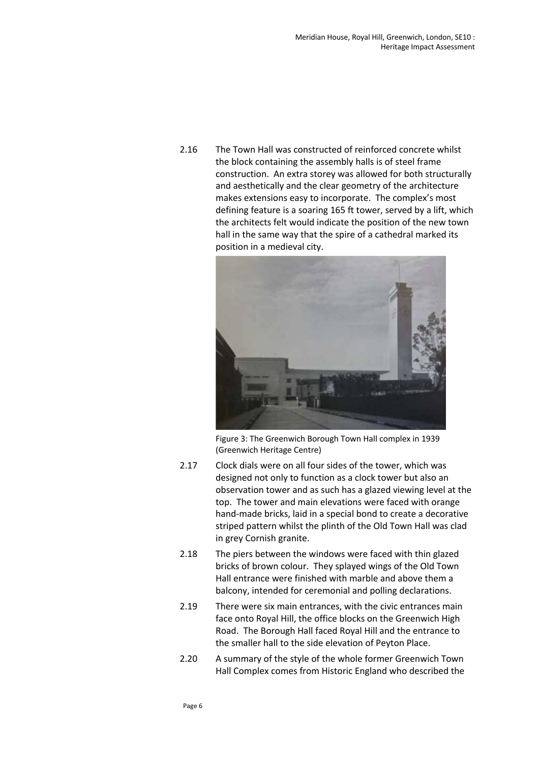2.16 The Town Hall was constructed of reinforced concrete whilst the block containing the assembly halls is of steel frame construction. An extra storey was allowed for both structurally and aesthetically and the clear geometry of the architecture makes extensions easy to incorporate. The complex's most defining feature is a soaring 165 ft tower, served by a lift, which the architects felt would indicate the position of the new town hall in the same way that the spire of a cathedral marked its position in a medieval city.

Figure 3: The Greenwich Borough Town Hall complex in 1939 (Greenwich Heritage Centre)

2.17 Clock dials were on all four sides of the tower, which was designed not only to function as a clock tower but also an observation tower and as such has a glazed viewing level at the top. The tower and main elevations were faced with orange hand-made bricks, laid in a special bond to create a decorative striped pattern whilst the plinth of the Old Town Hall was clad in grey Cornish granite.

2.18 The piers between the windows were faced with thin glazed bricks of brown colour. They splayed wings of the Old Town Hall entrance were finished with marble and above them a balcony, intended for ceremonial and polling declarations.

2.19 There were six main entrances, with the civic entrances main face onto Royal Hill, the office blocks on the Greenwich High Road. The Borough Hall faced Royal Hill and the entrance to the smaller hall to the side elevation of Peyton Place.

2.20 A summary of the style of the whole former Greenwich Town Hall Complex comes from Historic England who described the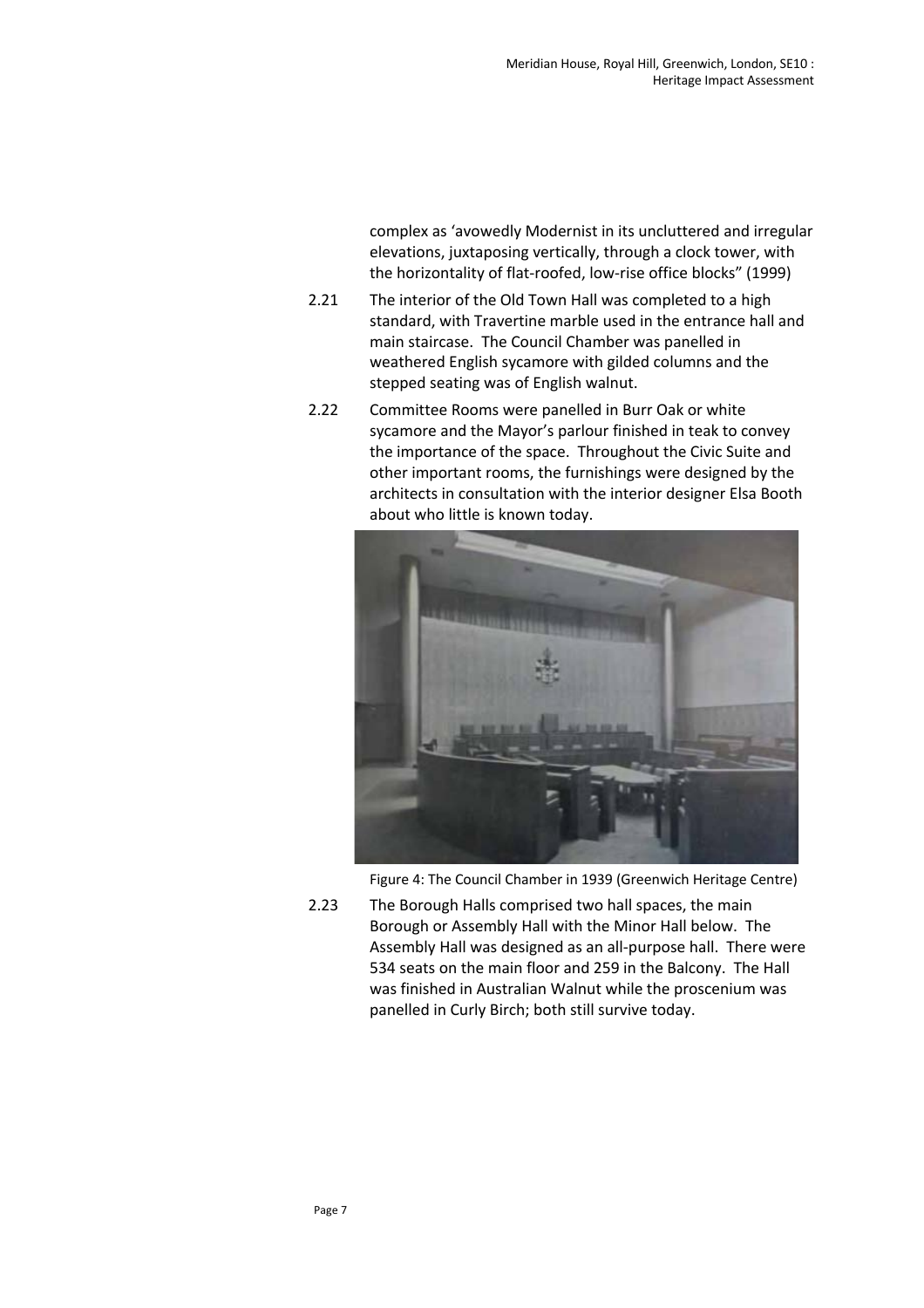complex as 'avowedly Modernist in its uncluttered and irregular elevations, juxtaposing vertically, through a clock tower, with the horizontality of flat-roofed, low-rise office blocks" (1999)

2.21 The interior of the Old Town Hall was completed to a high standard, with Travertine marble used in the entrance hall and main staircase. The Council Chamber was panelled in weathered English sycamore with gilded columns and the stepped seating was of English walnut.

2.22 Committee Rooms were panelled in Burr Oak or white sycamore and the Mayor's parlour finished in teak to convey the importance of the space. Throughout the Civic Suite and other important rooms, the furnishings were designed by the architects in consultation with the interior designer Elsa Booth about who little is known today.

Figure 4: The Council Chamber in 1939 (Greenwich Heritage Centre)

2.23 The Borough Halls comprised two hall spaces, the main Borough or Assembly Hall with the Minor Hall below. The Assembly Hall was designed as an all-purpose hall. There were 534 seats on the main floor and 259 in the Balcony. The Hall was finished in Australian Walnut while the proscenium was panelled in Curly Birch; both still survive today.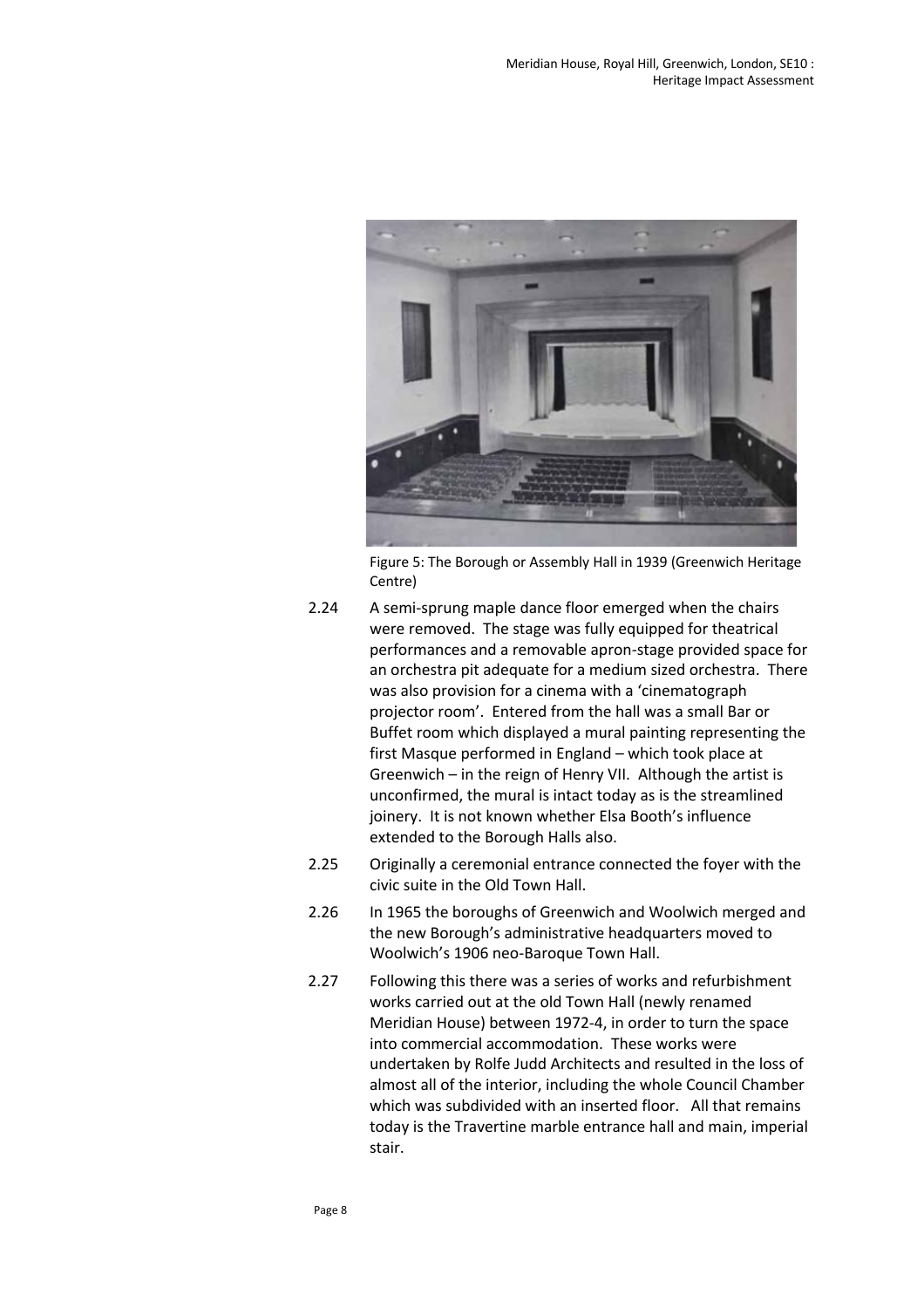Figure 5: The Borough or Assembly Hall in 1939 (Greenwich Heritage Centre)

2.24 A semi-sprung maple dance floor emerged when the chairs were removed. The stage was fully equipped for theatrical performances and a removable apron-stage provided space for an orchestra pit adequate for a medium sized orchestra. There was also provision for a cinema with a 'cinematograph projector room'. Entered from the hall was a small Bar or Buffet room which displayed a mural painting representing the first Masque performed in England – which took place at Greenwich – in the reign of Henry VII. Although the artist is unconfirmed, the mural is intact today as is the streamlined joinery. It is not known whether Elsa Booth's influence extended to the Borough Halls also.

2.25 Originally a ceremonial entrance connected the foyer with the civic suite in the Old Town Hall.

2.26 In 1965 the boroughs of Greenwich and Woolwich merged and the new Borough's administrative headquarters moved to Woolwich's 1906 neo-Baroque Town Hall.

2.27 Following this there was a series of works and refurbishment works carried out at the old Town Hall (newly renamed Meridian House) between 1972-4, in order to turn the space into commercial accommodation. These works were undertaken by Rolfe Judd Architects and resulted in the loss of almost all of the interior, including the whole Council Chamber which was subdivided with an inserted floor. All that remains today is the Travertine marble entrance hall and main, imperial stair.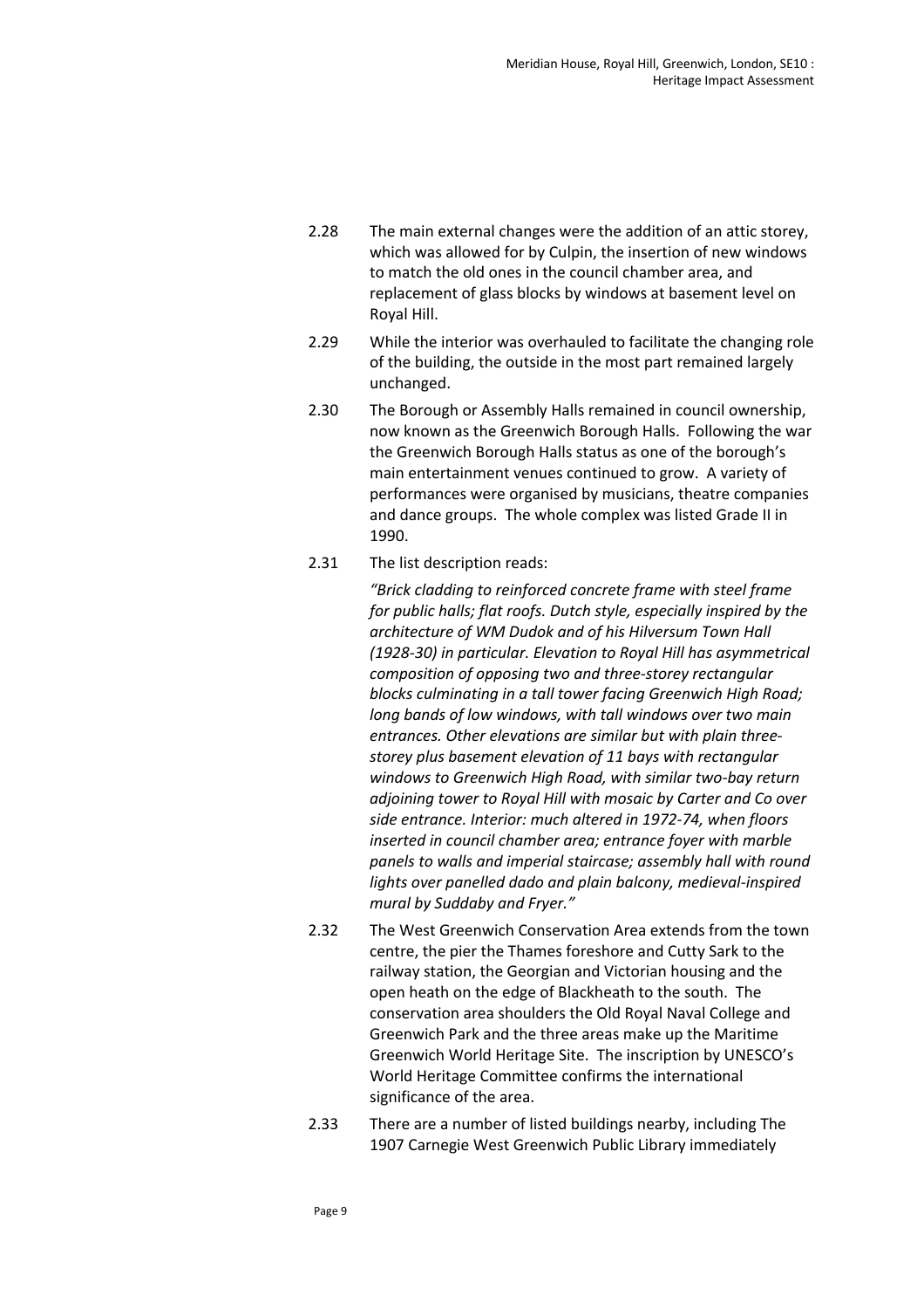2.28 The main external changes were the addition of an attic storey, which was allowed for by Culpin, the insertion of new windows to match the old ones in the council chamber area, and replacement of glass blocks by windows at basement level on Royal Hill.

2.29 While the interior was overhauled to facilitate the changing role of the building, the outside in the most part remained largely unchanged.

2.30 The Borough or Assembly Halls remained in council ownership, now known as the Greenwich Borough Halls. Following the war the Greenwich Borough Halls status as one of the borough's main entertainment venues continued to grow. A variety of performances were organised by musicians, theatre companies and dance groups. The whole complex was listed Grade II in 1990.

2.31 The list description reads:

> *"Brick cladding to reinforced concrete frame with steel frame for public halls; flat roofs. Dutch style, especially inspired by the architecture of WM Dudok and of his Hilversum Town Hall (1928-30) in particular. Elevation to Royal Hill has asymmetrical composition of opposing two and three-storey rectangular blocks culminating in a tall tower facing Greenwich High Road; long bands of low windows, with tall windows over two main entrances. Other elevations are similar but with plain three-storey plus basement elevation of 11 bays with rectangular windows to Greenwich High Road, with similar two-bay return adjoining tower to Royal Hill with mosaic by Carter and Co over side entrance. Interior: much altered in 1972-74, when floors inserted in council chamber area; entrance foyer with marble panels to walls and imperial staircase; assembly hall with round lights over panelled dado and plain balcony, medieval-inspired mural by Suddaby and Fryer."*

2.32 The West Greenwich Conservation Area extends from the town centre, the pier the Thames foreshore and Cutty Sark to the railway station, the Georgian and Victorian housing and the open heath on the edge of Blackheath to the south. The conservation area shoulders the Old Royal Naval College and Greenwich Park and the three areas make up the Maritime Greenwich World Heritage Site. The inscription by UNESCO's World Heritage Committee confirms the international significance of the area.

2.33 There are a number of listed buildings nearby, including The 1907 Carnegie West Greenwich Public Library immediately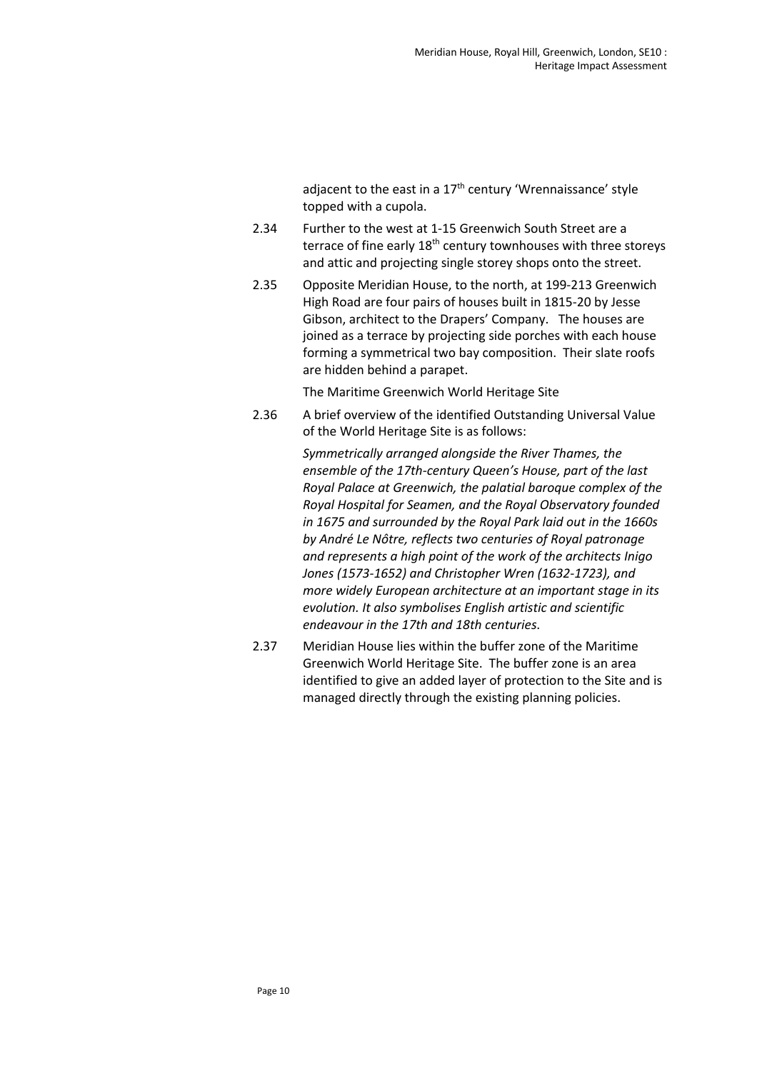adjacent to the east in a 17th century 'Wrennaissance' style topped with a cupola.

2.34 Further to the west at 1-15 Greenwich South Street are a terrace of fine early 18th century townhouses with three storeys and attic and projecting single storey shops onto the street.

2.35 Opposite Meridian House, to the north, at 199-213 Greenwich High Road are four pairs of houses built in 1815-20 by Jesse Gibson, architect to the Drapers' Company. The houses are joined as a terrace by projecting side porches with each house forming a symmetrical two bay composition. Their slate roofs are hidden behind a parapet.

The Maritime Greenwich World Heritage Site

2.36 A brief overview of the identified Outstanding Universal Value of the World Heritage Site is as follows:

*Symmetrically arranged alongside the River Thames, the ensemble of the 17th-century Queen's House, part of the last Royal Palace at Greenwich, the palatial baroque complex of the Royal Hospital for Seamen, and the Royal Observatory founded in 1675 and surrounded by the Royal Park laid out in the 1660s by André Le Nôtre, reflects two centuries of Royal patronage and represents a high point of the work of the architects Inigo Jones (1573-1652) and Christopher Wren (1632-1723), and more widely European architecture at an important stage in its evolution. It also symbolises English artistic and scientific endeavour in the 17th and 18th centuries.*

2.37 Meridian House lies within the buffer zone of the Maritime Greenwich World Heritage Site. The buffer zone is an area identified to give an added layer of protection to the Site and is managed directly through the existing planning policies.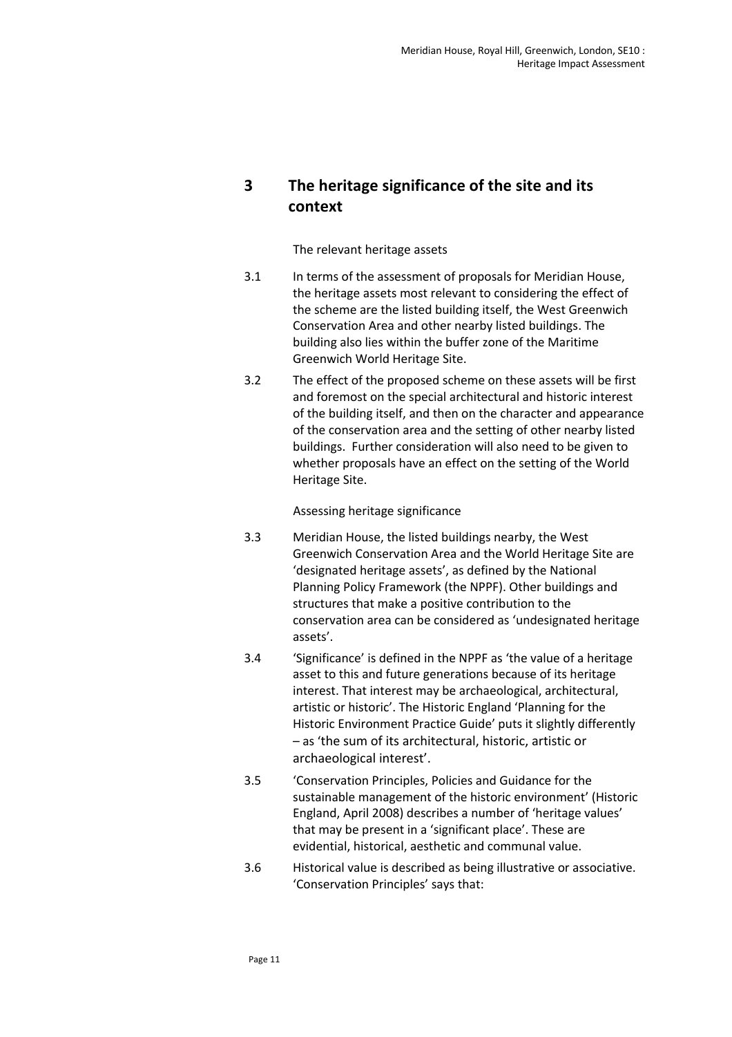# 3 The heritage significance of the site and its context

The relevant heritage assets

3.1 In terms of the assessment of proposals for Meridian House, the heritage assets most relevant to considering the effect of the scheme are the listed building itself, the West Greenwich Conservation Area and other nearby listed buildings. The building also lies within the buffer zone of the Maritime Greenwich World Heritage Site.

3.2 The effect of the proposed scheme on these assets will be first and foremost on the special architectural and historic interest of the building itself, and then on the character and appearance of the conservation area and the setting of other nearby listed buildings. Further consideration will also need to be given to whether proposals have an effect on the setting of the World Heritage Site.

Assessing heritage significance

3.3 Meridian House, the listed buildings nearby, the West Greenwich Conservation Area and the World Heritage Site are 'designated heritage assets', as defined by the National Planning Policy Framework (the NPPF). Other buildings and structures that make a positive contribution to the conservation area can be considered as 'undesignated heritage assets'.

3.4 'Significance' is defined in the NPPF as 'the value of a heritage asset to this and future generations because of its heritage interest. That interest may be archaeological, architectural, artistic or historic'. The Historic England 'Planning for the Historic Environment Practice Guide' puts it slightly differently – as 'the sum of its architectural, historic, artistic or archaeological interest'.

3.5 'Conservation Principles, Policies and Guidance for the sustainable management of the historic environment' (Historic England, April 2008) describes a number of 'heritage values' that may be present in a 'significant place'. These are evidential, historical, aesthetic and communal value.

3.6 Historical value is described as being illustrative or associative. 'Conservation Principles' says that: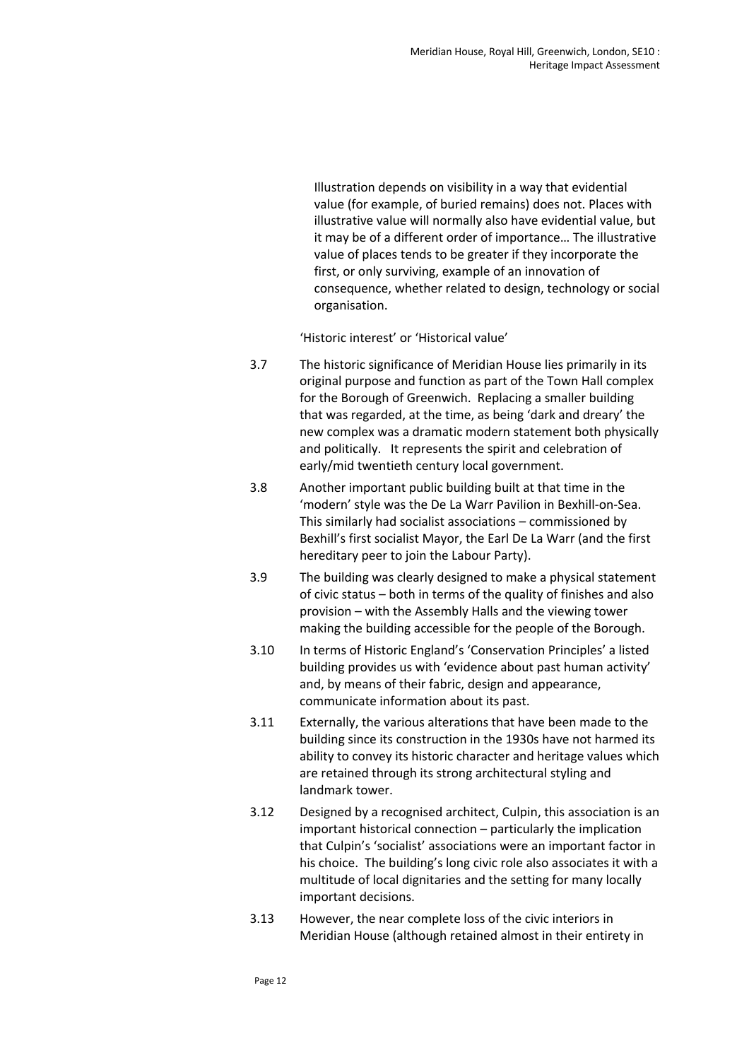> Illustration depends on visibility in a way that evidential value (for example, of buried remains) does not. Places with illustrative value will normally also have evidential value, but it may be of a different order of importance… The illustrative value of places tends to be greater if they incorporate the first, or only surviving, example of an innovation of consequence, whether related to design, technology or social organisation.

'Historic interest' or 'Historical value'

3.7 The historic significance of Meridian House lies primarily in its original purpose and function as part of the Town Hall complex for the Borough of Greenwich. Replacing a smaller building that was regarded, at the time, as being 'dark and dreary' the new complex was a dramatic modern statement both physically and politically. It represents the spirit and celebration of early/mid twentieth century local government.

3.8 Another important public building built at that time in the 'modern' style was the De La Warr Pavilion in Bexhill-on-Sea. This similarly had socialist associations – commissioned by Bexhill's first socialist Mayor, the Earl De La Warr (and the first hereditary peer to join the Labour Party).

3.9 The building was clearly designed to make a physical statement of civic status – both in terms of the quality of finishes and also provision – with the Assembly Halls and the viewing tower making the building accessible for the people of the Borough.

3.10 In terms of Historic England's 'Conservation Principles' a listed building provides us with 'evidence about past human activity' and, by means of their fabric, design and appearance, communicate information about its past.

3.11 Externally, the various alterations that have been made to the building since its construction in the 1930s have not harmed its ability to convey its historic character and heritage values which are retained through its strong architectural styling and landmark tower.

3.12 Designed by a recognised architect, Culpin, this association is an important historical connection – particularly the implication that Culpin's 'socialist' associations were an important factor in his choice. The building's long civic role also associates it with a multitude of local dignitaries and the setting for many locally important decisions.

3.13 However, the near complete loss of the civic interiors in Meridian House (although retained almost in their entirety in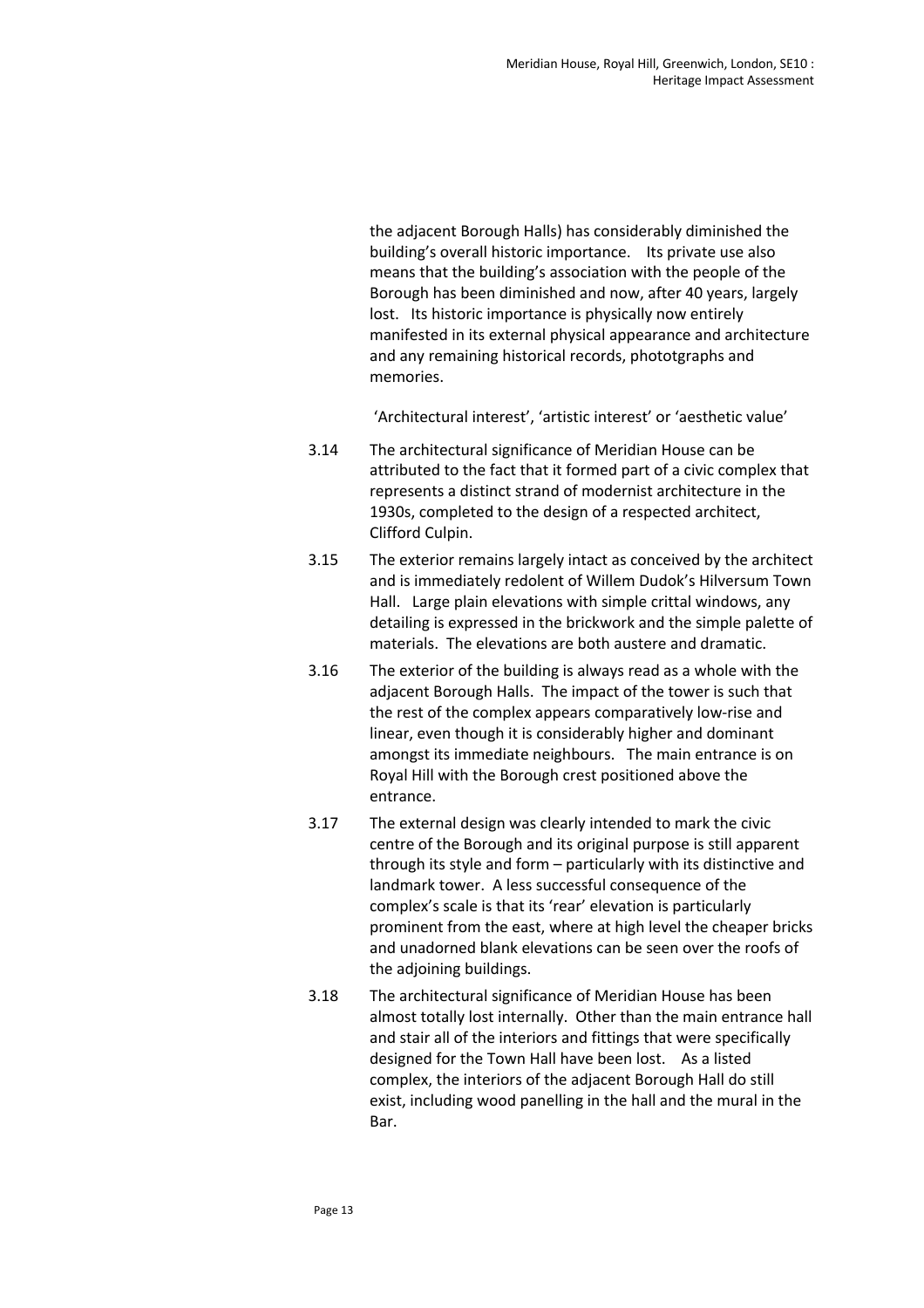the adjacent Borough Halls) has considerably diminished the building's overall historic importance. Its private use also means that the building's association with the people of the Borough has been diminished and now, after 40 years, largely lost. Its historic importance is physically now entirely manifested in its external physical appearance and architecture and any remaining historical records, phototgraphs and memories.

'Architectural interest', 'artistic interest' or 'aesthetic value'

3.14 The architectural significance of Meridian House can be attributed to the fact that it formed part of a civic complex that represents a distinct strand of modernist architecture in the 1930s, completed to the design of a respected architect, Clifford Culpin.

3.15 The exterior remains largely intact as conceived by the architect and is immediately redolent of Willem Dudok's Hilversum Town Hall. Large plain elevations with simple crittal windows, any detailing is expressed in the brickwork and the simple palette of materials. The elevations are both austere and dramatic.

3.16 The exterior of the building is always read as a whole with the adjacent Borough Halls. The impact of the tower is such that the rest of the complex appears comparatively low-rise and linear, even though it is considerably higher and dominant amongst its immediate neighbours. The main entrance is on Royal Hill with the Borough crest positioned above the entrance.

3.17 The external design was clearly intended to mark the civic centre of the Borough and its original purpose is still apparent through its style and form – particularly with its distinctive and landmark tower. A less successful consequence of the complex's scale is that its 'rear' elevation is particularly prominent from the east, where at high level the cheaper bricks and unadorned blank elevations can be seen over the roofs of the adjoining buildings.

3.18 The architectural significance of Meridian House has been almost totally lost internally. Other than the main entrance hall and stair all of the interiors and fittings that were specifically designed for the Town Hall have been lost. As a listed complex, the interiors of the adjacent Borough Hall do still exist, including wood panelling in the hall and the mural in the Bar.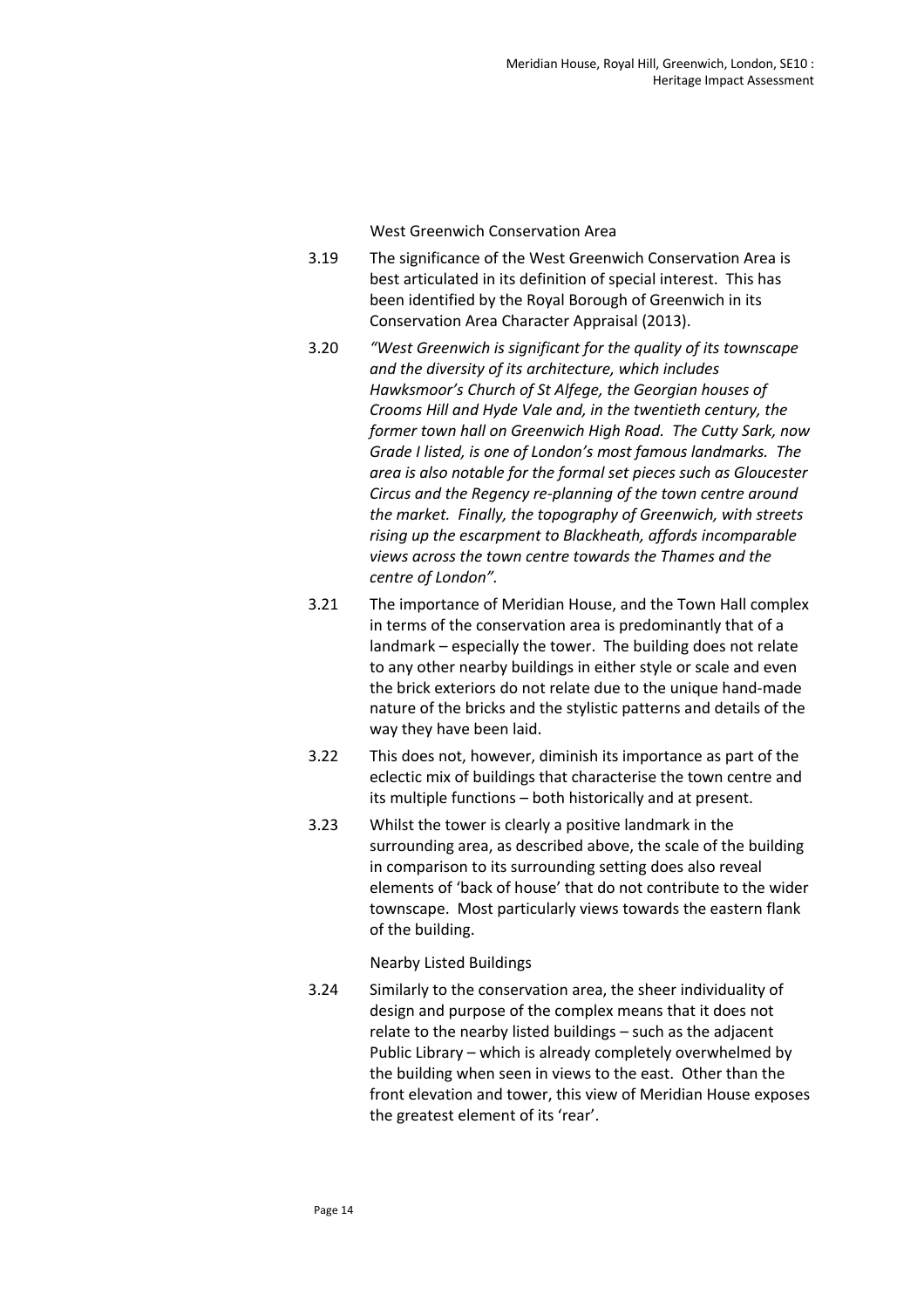### West Greenwich Conservation Area

3.19 The significance of the West Greenwich Conservation Area is best articulated in its definition of special interest. This has been identified by the Royal Borough of Greenwich in its Conservation Area Character Appraisal (2013).

3.20 *"West Greenwich is significant for the quality of its townscape and the diversity of its architecture, which includes Hawksmoor's Church of St Alfege, the Georgian houses of Crooms Hill and Hyde Vale and, in the twentieth century, the former town hall on Greenwich High Road. The Cutty Sark, now Grade I listed, is one of London's most famous landmarks. The area is also notable for the formal set pieces such as Gloucester Circus and the Regency re-planning of the town centre around the market. Finally, the topography of Greenwich, with streets rising up the escarpment to Blackheath, affords incomparable views across the town centre towards the Thames and the centre of London".*

3.21 The importance of Meridian House, and the Town Hall complex in terms of the conservation area is predominantly that of a landmark – especially the tower. The building does not relate to any other nearby buildings in either style or scale and even the brick exteriors do not relate due to the unique hand-made nature of the bricks and the stylistic patterns and details of the way they have been laid.

3.22 This does not, however, diminish its importance as part of the eclectic mix of buildings that characterise the town centre and its multiple functions – both historically and at present.

3.23 Whilst the tower is clearly a positive landmark in the surrounding area, as described above, the scale of the building in comparison to its surrounding setting does also reveal elements of 'back of house' that do not contribute to the wider townscape. Most particularly views towards the eastern flank of the building.

### Nearby Listed Buildings

3.24 Similarly to the conservation area, the sheer individuality of design and purpose of the complex means that it does not relate to the nearby listed buildings – such as the adjacent Public Library – which is already completely overwhelmed by the building when seen in views to the east. Other than the front elevation and tower, this view of Meridian House exposes the greatest element of its 'rear'.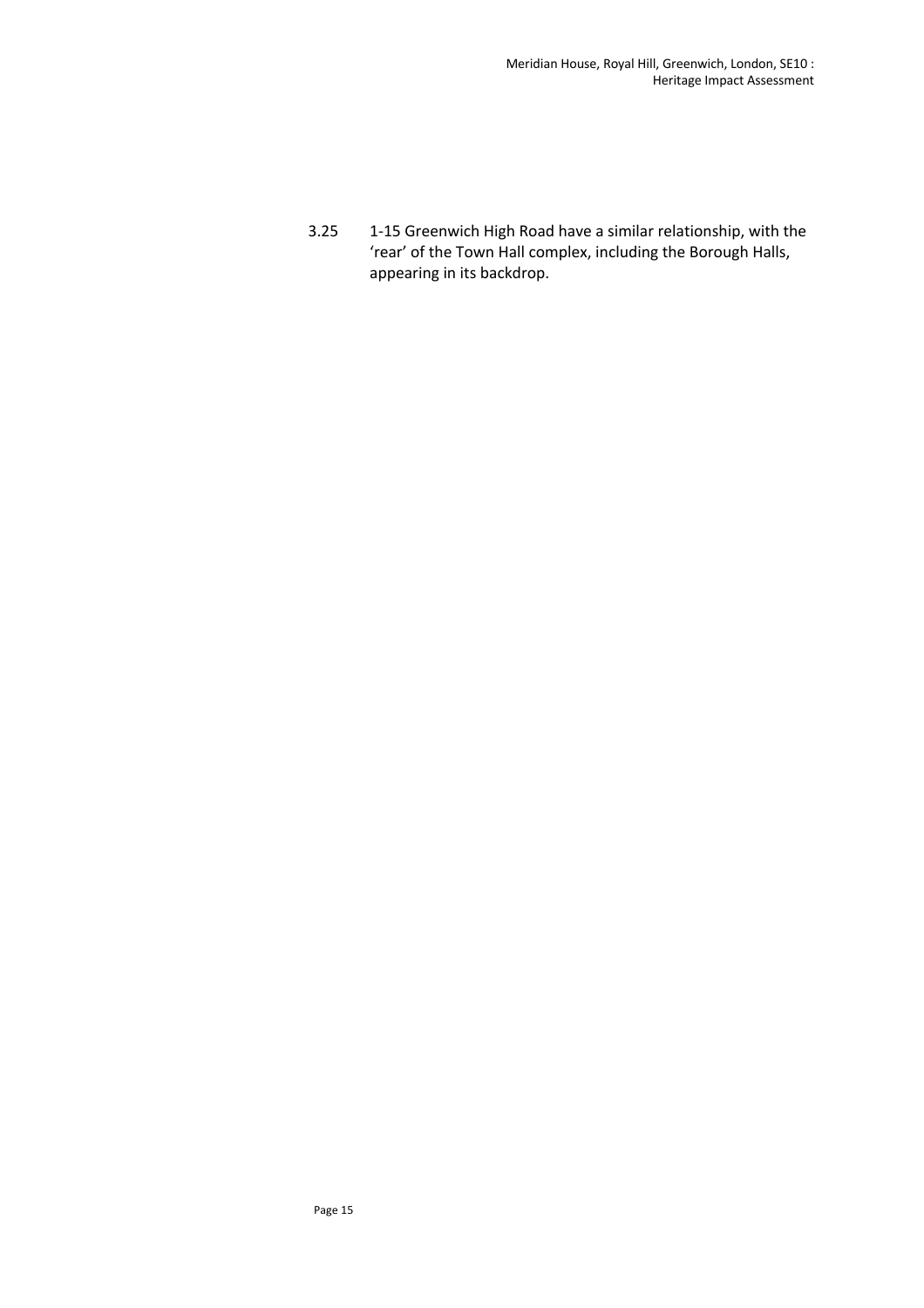3.25 1-15 Greenwich High Road have a similar relationship, with the 'rear' of the Town Hall complex, including the Borough Halls, appearing in its backdrop.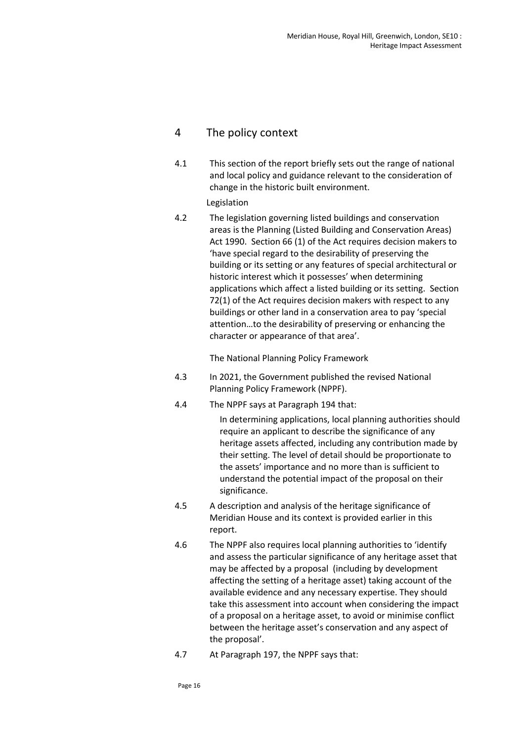## 4 The policy context

4.1 This section of the report briefly sets out the range of national and local policy and guidance relevant to the consideration of change in the historic built environment.

### Legislation

4.2 The legislation governing listed buildings and conservation areas is the Planning (Listed Building and Conservation Areas) Act 1990. Section 66 (1) of the Act requires decision makers to 'have special regard to the desirability of preserving the building or its setting or any features of special architectural or historic interest which it possesses' when determining applications which affect a listed building or its setting. Section 72(1) of the Act requires decision makers with respect to any buildings or other land in a conservation area to pay 'special attention…to the desirability of preserving or enhancing the character or appearance of that area'.

### The National Planning Policy Framework

4.3 In 2021, the Government published the revised National Planning Policy Framework (NPPF).

4.4 The NPPF says at Paragraph 194 that:

> In determining applications, local planning authorities should require an applicant to describe the significance of any heritage assets affected, including any contribution made by their setting. The level of detail should be proportionate to the assets' importance and no more than is sufficient to understand the potential impact of the proposal on their significance.

4.5 A description and analysis of the heritage significance of Meridian House and its context is provided earlier in this report.

4.6 The NPPF also requires local planning authorities to 'identify and assess the particular significance of any heritage asset that may be affected by a proposal (including by development affecting the setting of a heritage asset) taking account of the available evidence and any necessary expertise. They should take this assessment into account when considering the impact of a proposal on a heritage asset, to avoid or minimise conflict between the heritage asset's conservation and any aspect of the proposal'.

4.7 At Paragraph 197, the NPPF says that: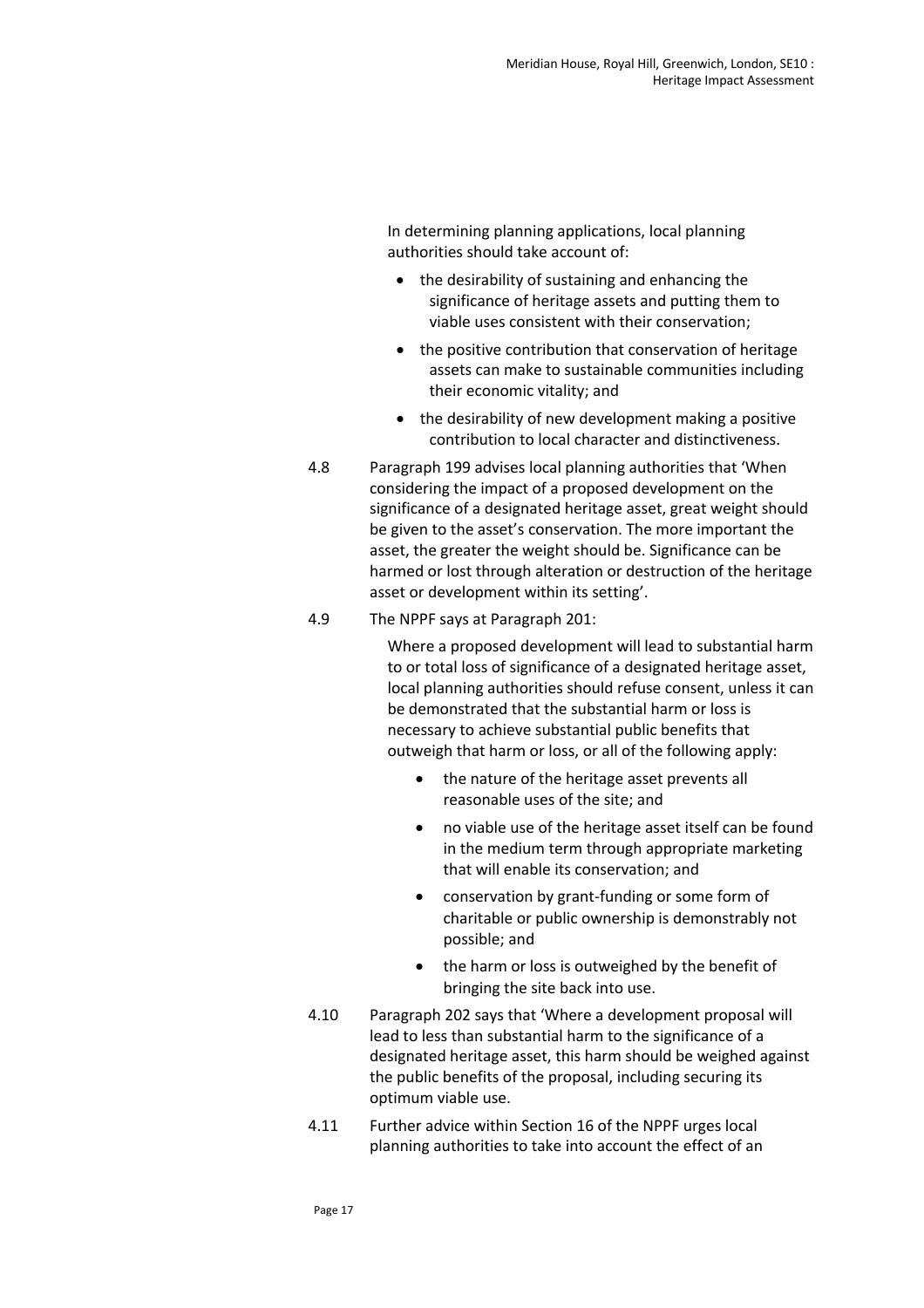In determining planning applications, local planning authorities should take account of:

- the desirability of sustaining and enhancing the significance of heritage assets and putting them to viable uses consistent with their conservation;
- the positive contribution that conservation of heritage assets can make to sustainable communities including their economic vitality; and
- the desirability of new development making a positive contribution to local character and distinctiveness.

4.8 Paragraph 199 advises local planning authorities that 'When considering the impact of a proposed development on the significance of a designated heritage asset, great weight should be given to the asset's conservation. The more important the asset, the greater the weight should be. Significance can be harmed or lost through alteration or destruction of the heritage asset or development within its setting'.

4.9 The NPPF says at Paragraph 201:

> Where a proposed development will lead to substantial harm to or total loss of significance of a designated heritage asset, local planning authorities should refuse consent, unless it can be demonstrated that the substantial harm or loss is necessary to achieve substantial public benefits that outweigh that harm or loss, or all of the following apply:
>
> - the nature of the heritage asset prevents all reasonable uses of the site; and
> - no viable use of the heritage asset itself can be found in the medium term through appropriate marketing that will enable its conservation; and
> - conservation by grant-funding or some form of charitable or public ownership is demonstrably not possible; and
> - the harm or loss is outweighed by the benefit of bringing the site back into use.

4.10 Paragraph 202 says that 'Where a development proposal will lead to less than substantial harm to the significance of a designated heritage asset, this harm should be weighed against the public benefits of the proposal, including securing its optimum viable use.

4.11 Further advice within Section 16 of the NPPF urges local planning authorities to take into account the effect of an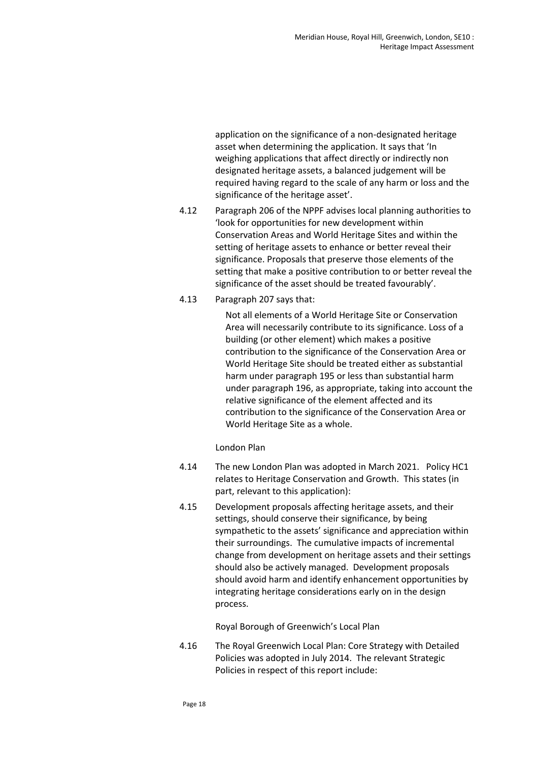application on the significance of a non-designated heritage asset when determining the application. It says that 'In weighing applications that affect directly or indirectly non designated heritage assets, a balanced judgement will be required having regard to the scale of any harm or loss and the significance of the heritage asset'.

4.12 Paragraph 206 of the NPPF advises local planning authorities to 'look for opportunities for new development within Conservation Areas and World Heritage Sites and within the setting of heritage assets to enhance or better reveal their significance. Proposals that preserve those elements of the setting that make a positive contribution to or better reveal the significance of the asset should be treated favourably'.

4.13 Paragraph 207 says that:

> Not all elements of a World Heritage Site or Conservation Area will necessarily contribute to its significance. Loss of a building (or other element) which makes a positive contribution to the significance of the Conservation Area or World Heritage Site should be treated either as substantial harm under paragraph 195 or less than substantial harm under paragraph 196, as appropriate, taking into account the relative significance of the element affected and its contribution to the significance of the Conservation Area or World Heritage Site as a whole.

London Plan

4.14 The new London Plan was adopted in March 2021. Policy HC1 relates to Heritage Conservation and Growth. This states (in part, relevant to this application):

4.15 Development proposals affecting heritage assets, and their settings, should conserve their significance, by being sympathetic to the assets' significance and appreciation within their surroundings. The cumulative impacts of incremental change from development on heritage assets and their settings should also be actively managed. Development proposals should avoid harm and identify enhancement opportunities by integrating heritage considerations early on in the design process.

Royal Borough of Greenwich's Local Plan

4.16 The Royal Greenwich Local Plan: Core Strategy with Detailed Policies was adopted in July 2014. The relevant Strategic Policies in respect of this report include: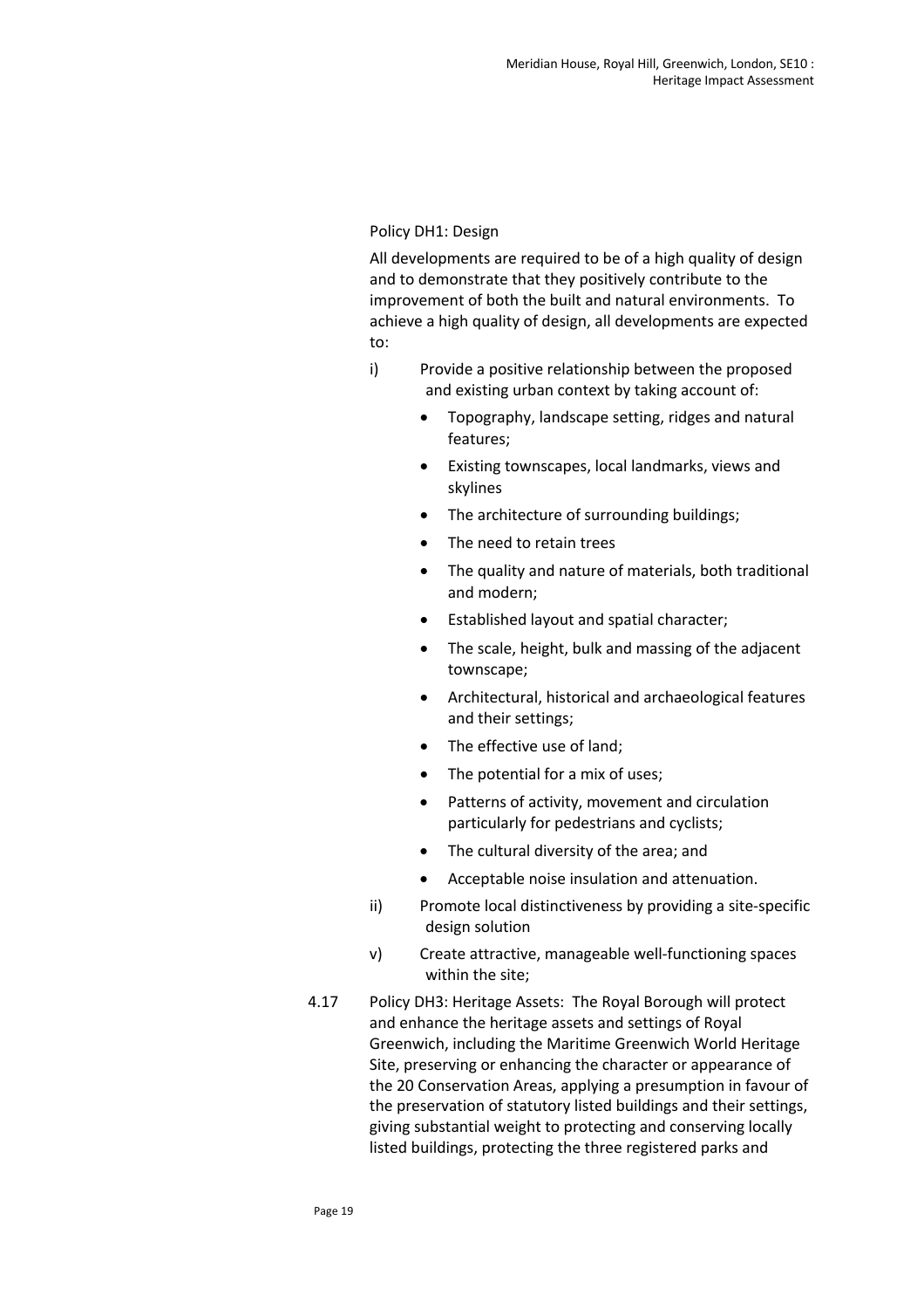Policy DH1: Design

All developments are required to be of a high quality of design and to demonstrate that they positively contribute to the improvement of both the built and natural environments. To achieve a high quality of design, all developments are expected to:

i) Provide a positive relationship between the proposed and existing urban context by taking account of:

- Topography, landscape setting, ridges and natural features;
- Existing townscapes, local landmarks, views and skylines
- The architecture of surrounding buildings;
- The need to retain trees
- The quality and nature of materials, both traditional and modern;
- Established layout and spatial character;
- The scale, height, bulk and massing of the adjacent townscape;
- Architectural, historical and archaeological features and their settings;
- The effective use of land;
- The potential for a mix of uses;
- Patterns of activity, movement and circulation particularly for pedestrians and cyclists;
- The cultural diversity of the area; and
- Acceptable noise insulation and attenuation.

ii) Promote local distinctiveness by providing a site-specific design solution

v) Create attractive, manageable well-functioning spaces within the site;

4.17 Policy DH3: Heritage Assets: The Royal Borough will protect and enhance the heritage assets and settings of Royal Greenwich, including the Maritime Greenwich World Heritage Site, preserving or enhancing the character or appearance of the 20 Conservation Areas, applying a presumption in favour of the preservation of statutory listed buildings and their settings, giving substantial weight to protecting and conserving locally listed buildings, protecting the three registered parks and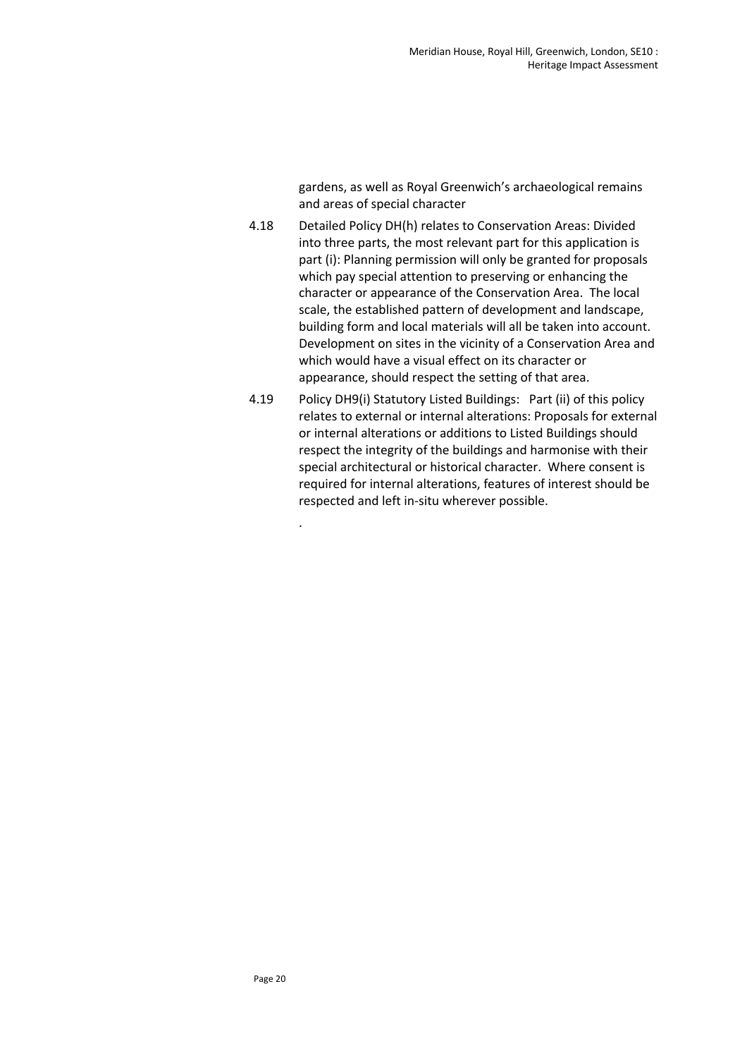gardens, as well as Royal Greenwich's archaeological remains and areas of special character

4.18 Detailed Policy DH(h) relates to Conservation Areas: Divided into three parts, the most relevant part for this application is part (i): Planning permission will only be granted for proposals which pay special attention to preserving or enhancing the character or appearance of the Conservation Area. The local scale, the established pattern of development and landscape, building form and local materials will all be taken into account. Development on sites in the vicinity of a Conservation Area and which would have a visual effect on its character or appearance, should respect the setting of that area.

4.19 Policy DH9(i) Statutory Listed Buildings: Part (ii) of this policy relates to external or internal alterations: Proposals for external or internal alterations or additions to Listed Buildings should respect the integrity of the buildings and harmonise with their special architectural or historical character. Where consent is required for internal alterations, features of interest should be respected and left in-situ wherever possible.

.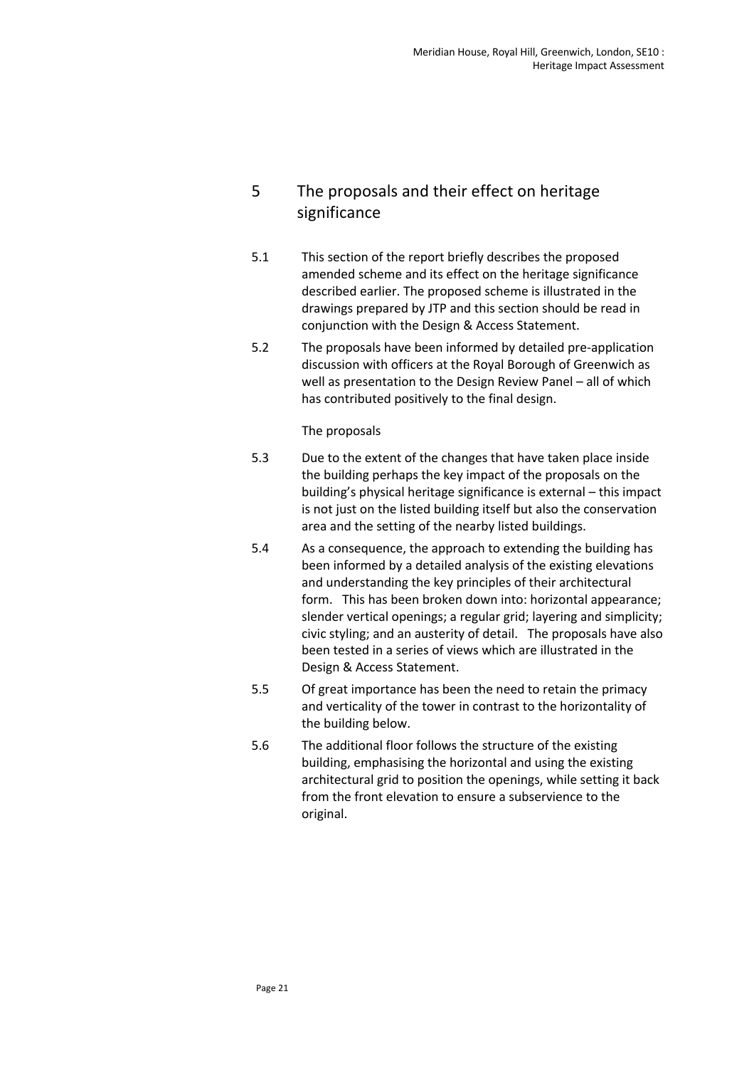## 5 The proposals and their effect on heritage significance

5.1 This section of the report briefly describes the proposed amended scheme and its effect on the heritage significance described earlier. The proposed scheme is illustrated in the drawings prepared by JTP and this section should be read in conjunction with the Design & Access Statement.

5.2 The proposals have been informed by detailed pre-application discussion with officers at the Royal Borough of Greenwich as well as presentation to the Design Review Panel – all of which has contributed positively to the final design.

### The proposals

5.3 Due to the extent of the changes that have taken place inside the building perhaps the key impact of the proposals on the building's physical heritage significance is external – this impact is not just on the listed building itself but also the conservation area and the setting of the nearby listed buildings.

5.4 As a consequence, the approach to extending the building has been informed by a detailed analysis of the existing elevations and understanding the key principles of their architectural form. This has been broken down into: horizontal appearance; slender vertical openings; a regular grid; layering and simplicity; civic styling; and an austerity of detail. The proposals have also been tested in a series of views which are illustrated in the Design & Access Statement.

5.5 Of great importance has been the need to retain the primacy and verticality of the tower in contrast to the horizontality of the building below.

5.6 The additional floor follows the structure of the existing building, emphasising the horizontal and using the existing architectural grid to position the openings, while setting it back from the front elevation to ensure a subservience to the original.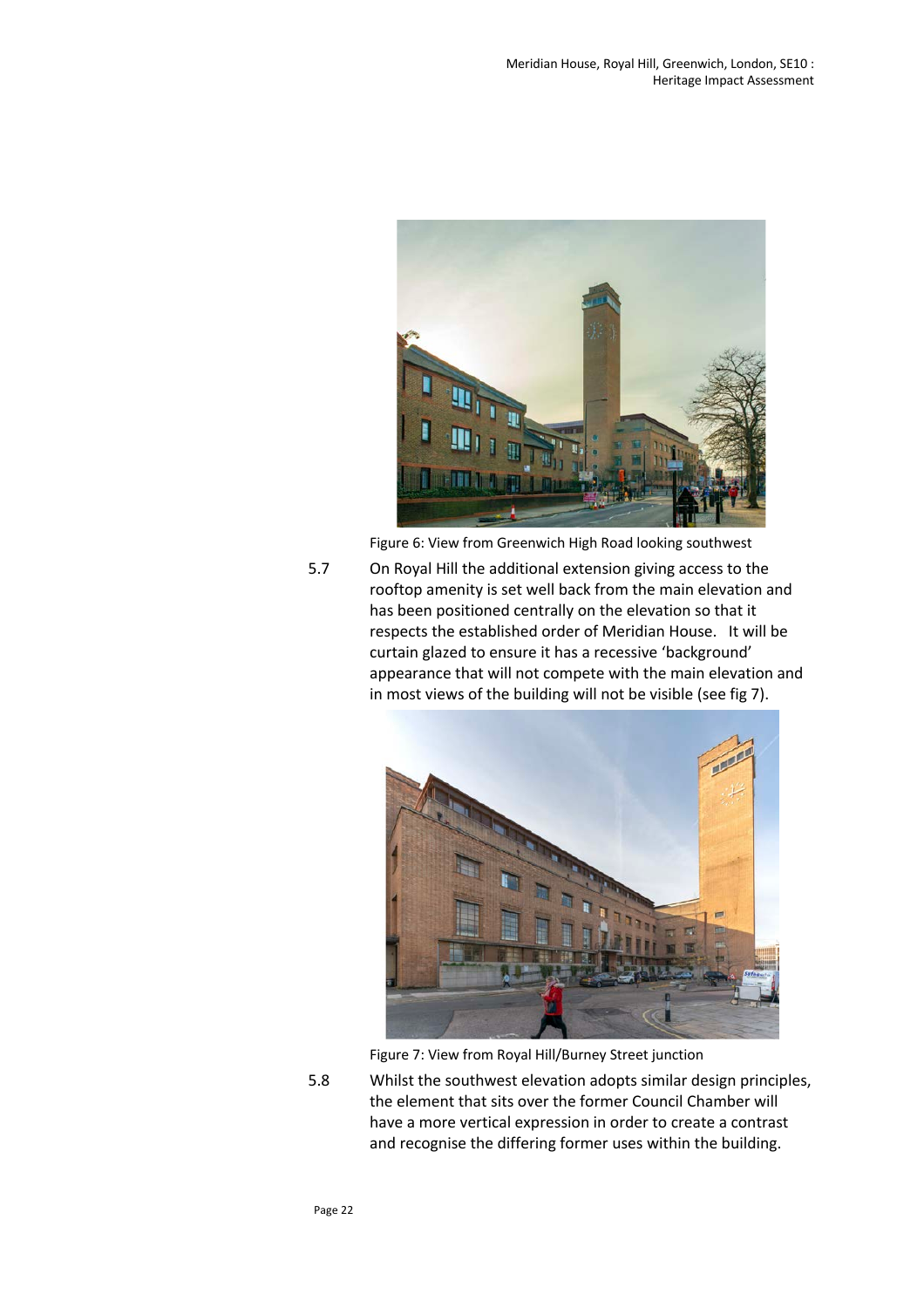Figure 6: View from Greenwich High Road looking southwest

5.7 On Royal Hill the additional extension giving access to the rooftop amenity is set well back from the main elevation and has been positioned centrally on the elevation so that it respects the established order of Meridian House. It will be curtain glazed to ensure it has a recessive 'background' appearance that will not compete with the main elevation and in most views of the building will not be visible (see fig 7).

Figure 7: View from Royal Hill/Burney Street junction

5.8 Whilst the southwest elevation adopts similar design principles, the element that sits over the former Council Chamber will have a more vertical expression in order to create a contrast and recognise the differing former uses within the building.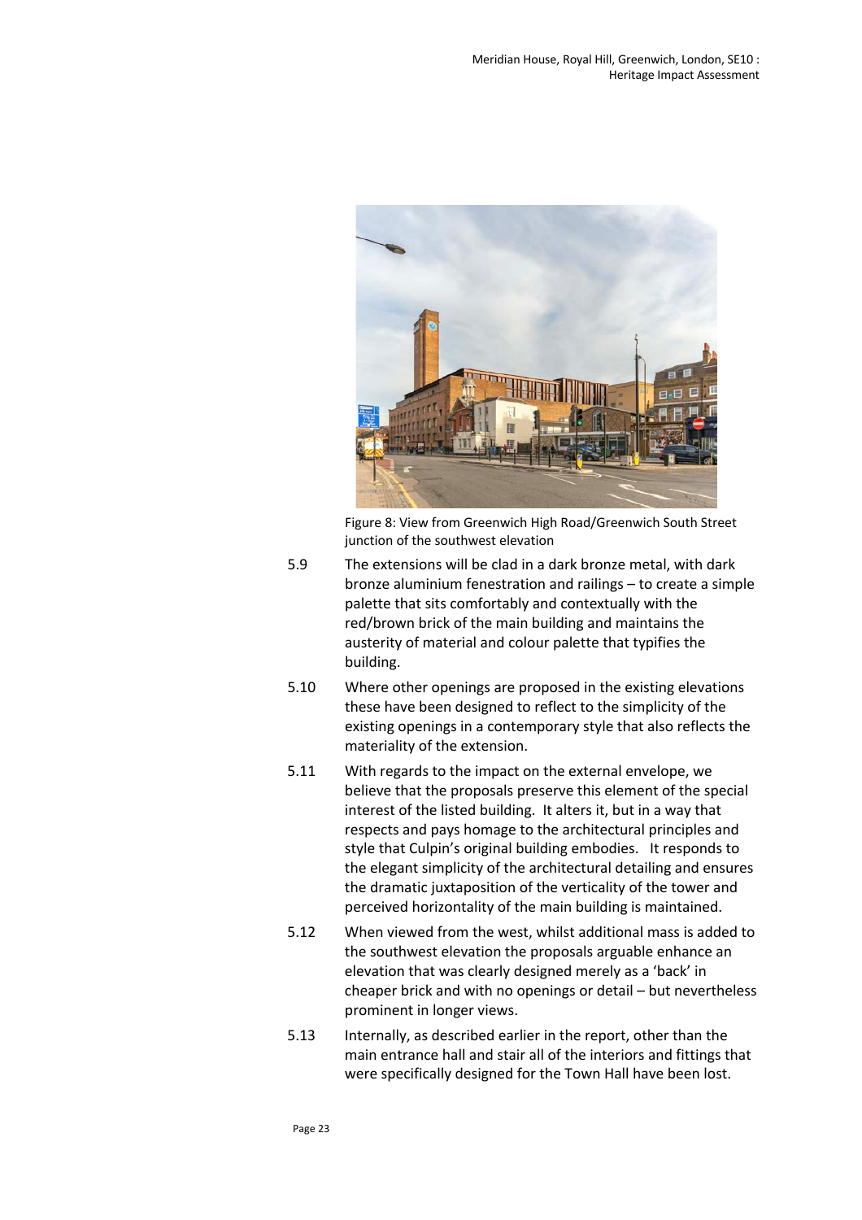Figure 8: View from Greenwich High Road/Greenwich South Street junction of the southwest elevation

5.9 The extensions will be clad in a dark bronze metal, with dark bronze aluminium fenestration and railings – to create a simple palette that sits comfortably and contextually with the red/brown brick of the main building and maintains the austerity of material and colour palette that typifies the building.

5.10 Where other openings are proposed in the existing elevations these have been designed to reflect to the simplicity of the existing openings in a contemporary style that also reflects the materiality of the extension.

5.11 With regards to the impact on the external envelope, we believe that the proposals preserve this element of the special interest of the listed building. It alters it, but in a way that respects and pays homage to the architectural principles and style that Culpin's original building embodies. It responds to the elegant simplicity of the architectural detailing and ensures the dramatic juxtaposition of the verticality of the tower and perceived horizontality of the main building is maintained.

5.12 When viewed from the west, whilst additional mass is added to the southwest elevation the proposals arguable enhance an elevation that was clearly designed merely as a 'back' in cheaper brick and with no openings or detail – but nevertheless prominent in longer views.

5.13 Internally, as described earlier in the report, other than the main entrance hall and stair all of the interiors and fittings that were specifically designed for the Town Hall have been lost.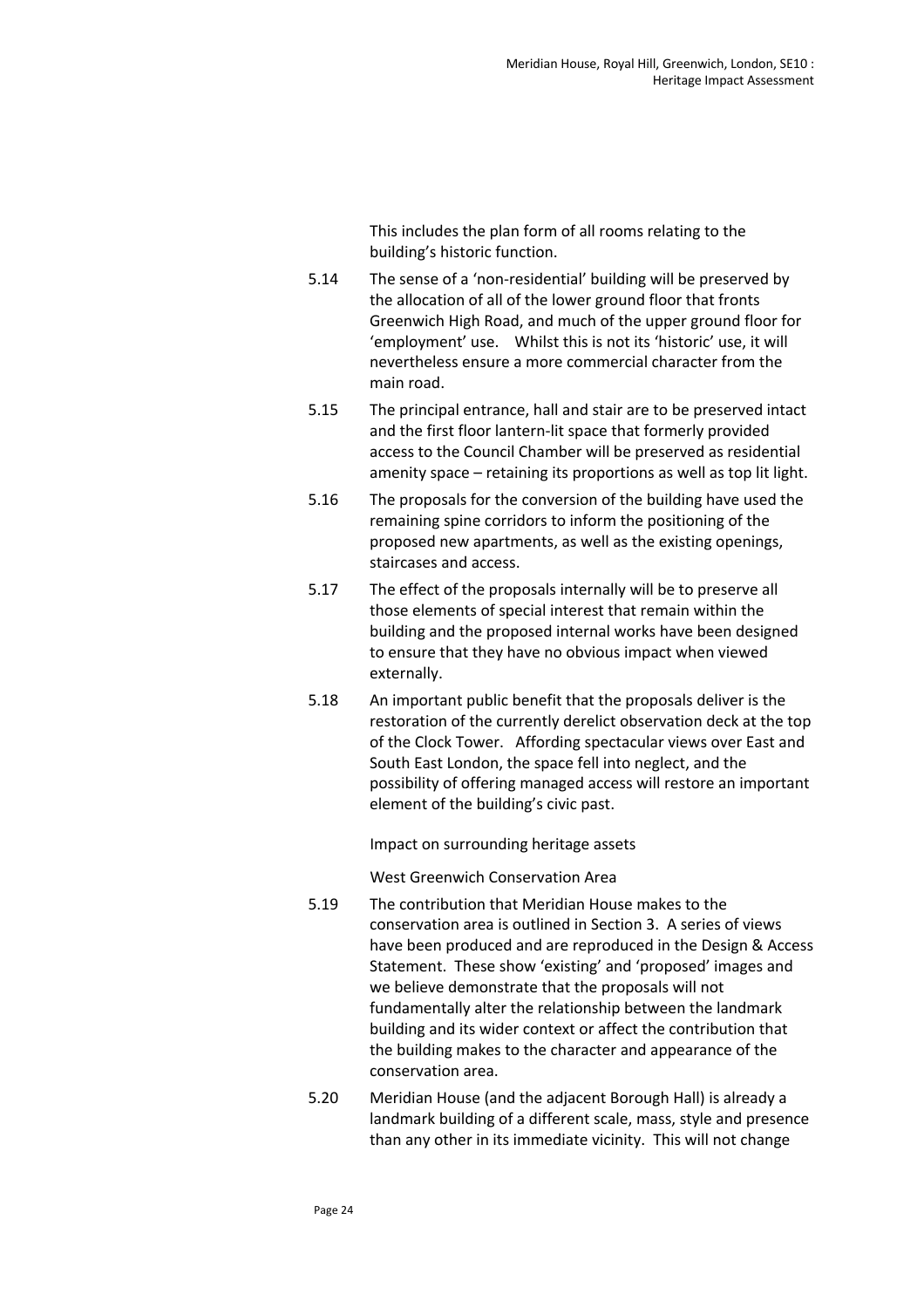This includes the plan form of all rooms relating to the building's historic function.

5.14 The sense of a 'non-residential' building will be preserved by the allocation of all of the lower ground floor that fronts Greenwich High Road, and much of the upper ground floor for 'employment' use. Whilst this is not its 'historic' use, it will nevertheless ensure a more commercial character from the main road.

5.15 The principal entrance, hall and stair are to be preserved intact and the first floor lantern-lit space that formerly provided access to the Council Chamber will be preserved as residential amenity space – retaining its proportions as well as top lit light.

5.16 The proposals for the conversion of the building have used the remaining spine corridors to inform the positioning of the proposed new apartments, as well as the existing openings, staircases and access.

5.17 The effect of the proposals internally will be to preserve all those elements of special interest that remain within the building and the proposed internal works have been designed to ensure that they have no obvious impact when viewed externally.

5.18 An important public benefit that the proposals deliver is the restoration of the currently derelict observation deck at the top of the Clock Tower. Affording spectacular views over East and South East London, the space fell into neglect, and the possibility of offering managed access will restore an important element of the building's civic past.

Impact on surrounding heritage assets

West Greenwich Conservation Area

5.19 The contribution that Meridian House makes to the conservation area is outlined in Section 3. A series of views have been produced and are reproduced in the Design & Access Statement. These show 'existing' and 'proposed' images and we believe demonstrate that the proposals will not fundamentally alter the relationship between the landmark building and its wider context or affect the contribution that the building makes to the character and appearance of the conservation area.

5.20 Meridian House (and the adjacent Borough Hall) is already a landmark building of a different scale, mass, style and presence than any other in its immediate vicinity. This will not change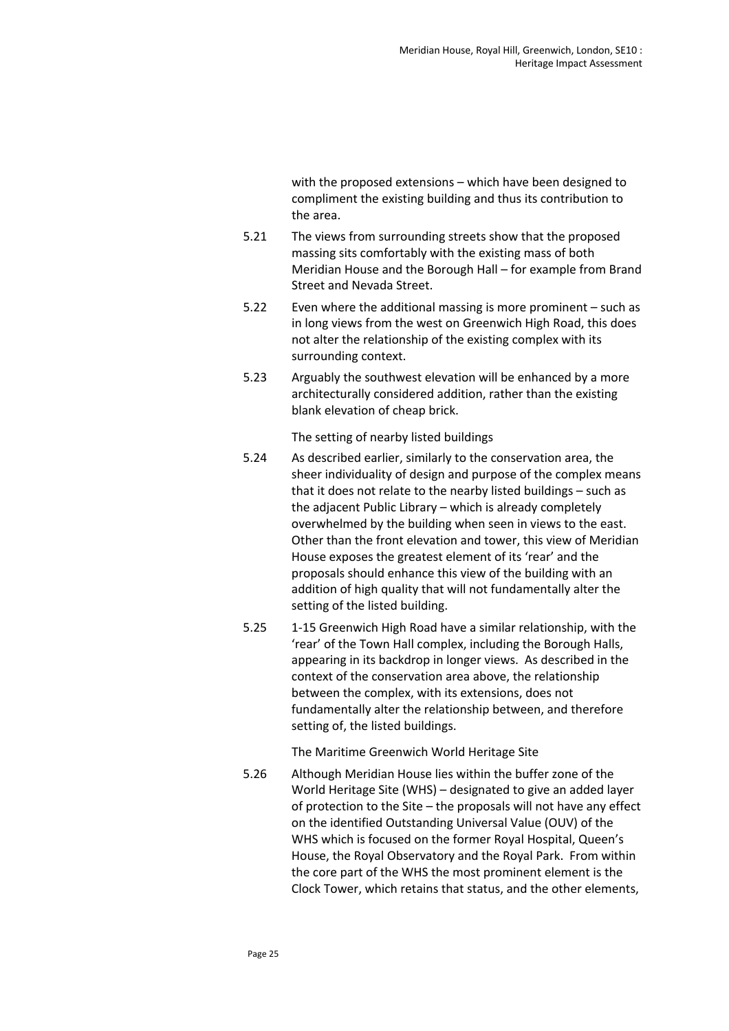with the proposed extensions – which have been designed to compliment the existing building and thus its contribution to the area.

5.21 The views from surrounding streets show that the proposed massing sits comfortably with the existing mass of both Meridian House and the Borough Hall – for example from Brand Street and Nevada Street.

5.22 Even where the additional massing is more prominent – such as in long views from the west on Greenwich High Road, this does not alter the relationship of the existing complex with its surrounding context.

5.23 Arguably the southwest elevation will be enhanced by a more architecturally considered addition, rather than the existing blank elevation of cheap brick.

The setting of nearby listed buildings

5.24 As described earlier, similarly to the conservation area, the sheer individuality of design and purpose of the complex means that it does not relate to the nearby listed buildings – such as the adjacent Public Library – which is already completely overwhelmed by the building when seen in views to the east. Other than the front elevation and tower, this view of Meridian House exposes the greatest element of its 'rear' and the proposals should enhance this view of the building with an addition of high quality that will not fundamentally alter the setting of the listed building.

5.25 1-15 Greenwich High Road have a similar relationship, with the 'rear' of the Town Hall complex, including the Borough Halls, appearing in its backdrop in longer views. As described in the context of the conservation area above, the relationship between the complex, with its extensions, does not fundamentally alter the relationship between, and therefore setting of, the listed buildings.

The Maritime Greenwich World Heritage Site

5.26 Although Meridian House lies within the buffer zone of the World Heritage Site (WHS) – designated to give an added layer of protection to the Site – the proposals will not have any effect on the identified Outstanding Universal Value (OUV) of the WHS which is focused on the former Royal Hospital, Queen's House, the Royal Observatory and the Royal Park. From within the core part of the WHS the most prominent element is the Clock Tower, which retains that status, and the other elements,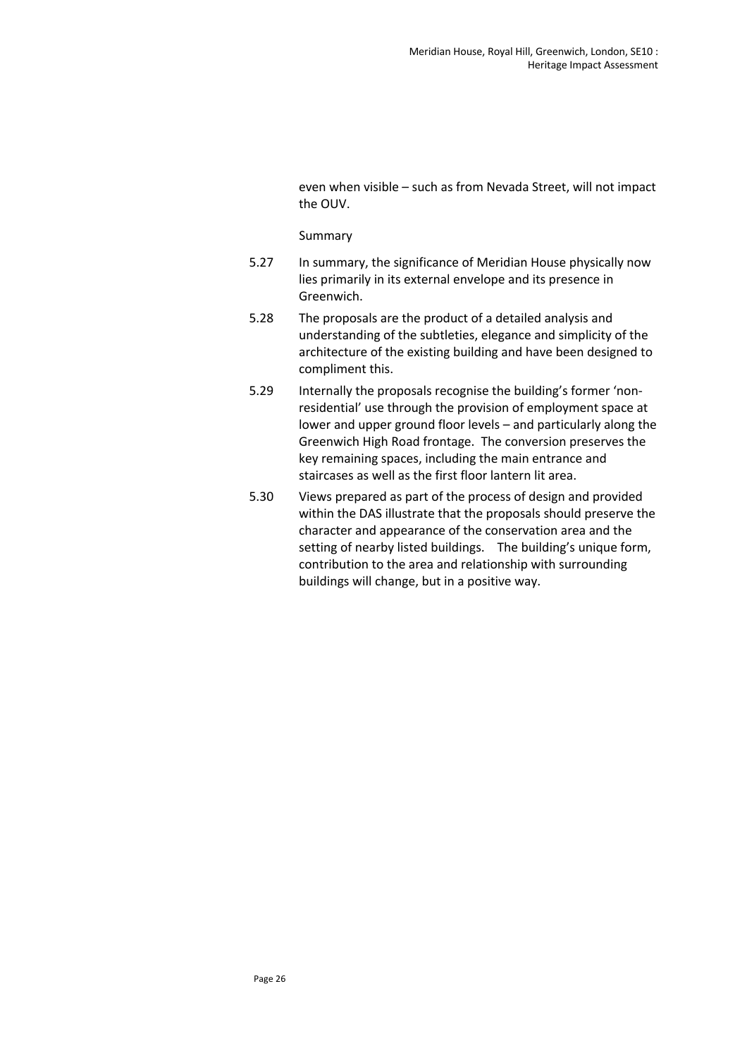even when visible – such as from Nevada Street, will not impact the OUV.

Summary

5.27 In summary, the significance of Meridian House physically now lies primarily in its external envelope and its presence in Greenwich.

5.28 The proposals are the product of a detailed analysis and understanding of the subtleties, elegance and simplicity of the architecture of the existing building and have been designed to compliment this.

5.29 Internally the proposals recognise the building's former 'non-residential' use through the provision of employment space at lower and upper ground floor levels – and particularly along the Greenwich High Road frontage. The conversion preserves the key remaining spaces, including the main entrance and staircases as well as the first floor lantern lit area.

5.30 Views prepared as part of the process of design and provided within the DAS illustrate that the proposals should preserve the character and appearance of the conservation area and the setting of nearby listed buildings. The building's unique form, contribution to the area and relationship with surrounding buildings will change, but in a positive way.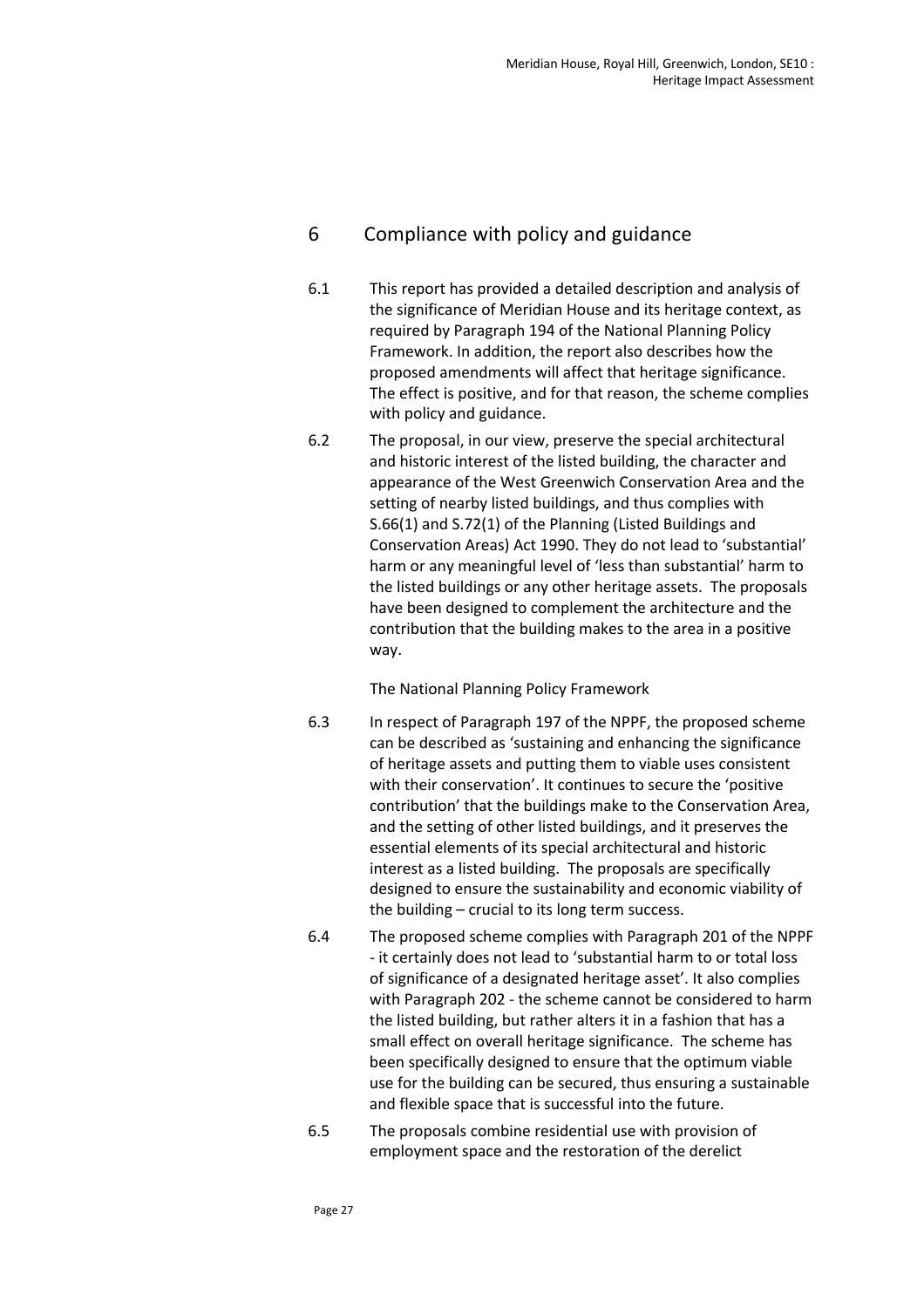## 6 Compliance with policy and guidance

6.1 This report has provided a detailed description and analysis of the significance of Meridian House and its heritage context, as required by Paragraph 194 of the National Planning Policy Framework. In addition, the report also describes how the proposed amendments will affect that heritage significance. The effect is positive, and for that reason, the scheme complies with policy and guidance.

6.2 The proposal, in our view, preserve the special architectural and historic interest of the listed building, the character and appearance of the West Greenwich Conservation Area and the setting of nearby listed buildings, and thus complies with S.66(1) and S.72(1) of the Planning (Listed Buildings and Conservation Areas) Act 1990. They do not lead to 'substantial' harm or any meaningful level of 'less than substantial' harm to the listed buildings or any other heritage assets. The proposals have been designed to complement the architecture and the contribution that the building makes to the area in a positive way.

The National Planning Policy Framework

6.3 In respect of Paragraph 197 of the NPPF, the proposed scheme can be described as 'sustaining and enhancing the significance of heritage assets and putting them to viable uses consistent with their conservation'. It continues to secure the 'positive contribution' that the buildings make to the Conservation Area, and the setting of other listed buildings, and it preserves the essential elements of its special architectural and historic interest as a listed building. The proposals are specifically designed to ensure the sustainability and economic viability of the building – crucial to its long term success.

6.4 The proposed scheme complies with Paragraph 201 of the NPPF - it certainly does not lead to 'substantial harm to or total loss of significance of a designated heritage asset'. It also complies with Paragraph 202 - the scheme cannot be considered to harm the listed building, but rather alters it in a fashion that has a small effect on overall heritage significance. The scheme has been specifically designed to ensure that the optimum viable use for the building can be secured, thus ensuring a sustainable and flexible space that is successful into the future.

6.5 The proposals combine residential use with provision of employment space and the restoration of the derelict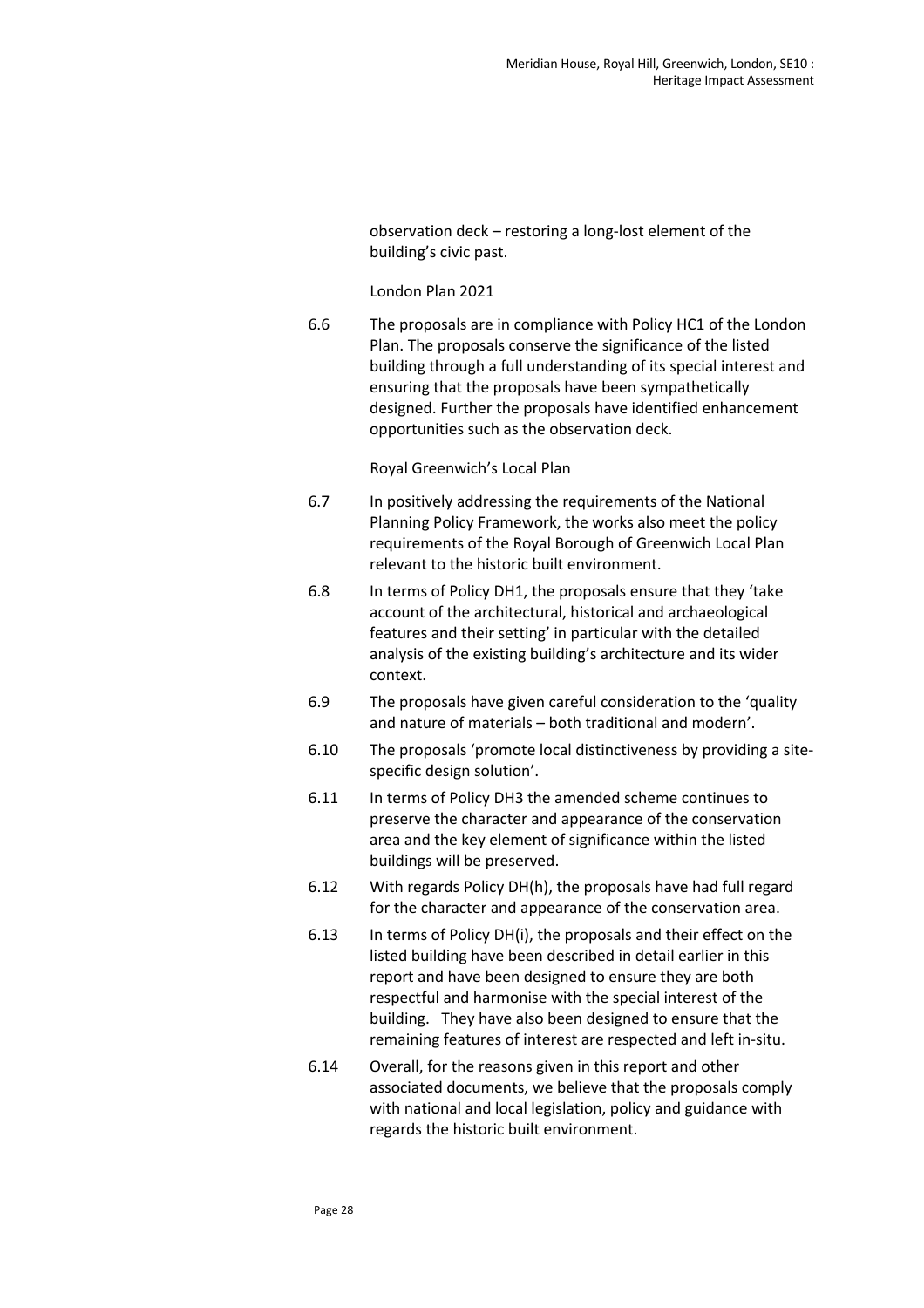observation deck – restoring a long-lost element of the building's civic past.

London Plan 2021

6.6 The proposals are in compliance with Policy HC1 of the London Plan. The proposals conserve the significance of the listed building through a full understanding of its special interest and ensuring that the proposals have been sympathetically designed. Further the proposals have identified enhancement opportunities such as the observation deck.

Royal Greenwich's Local Plan

6.7 In positively addressing the requirements of the National Planning Policy Framework, the works also meet the policy requirements of the Royal Borough of Greenwich Local Plan relevant to the historic built environment.

6.8 In terms of Policy DH1, the proposals ensure that they 'take account of the architectural, historical and archaeological features and their setting' in particular with the detailed analysis of the existing building's architecture and its wider context.

6.9 The proposals have given careful consideration to the 'quality and nature of materials – both traditional and modern'.

6.10 The proposals 'promote local distinctiveness by providing a site-specific design solution'.

6.11 In terms of Policy DH3 the amended scheme continues to preserve the character and appearance of the conservation area and the key element of significance within the listed buildings will be preserved.

6.12 With regards Policy DH(h), the proposals have had full regard for the character and appearance of the conservation area.

6.13 In terms of Policy DH(i), the proposals and their effect on the listed building have been described in detail earlier in this report and have been designed to ensure they are both respectful and harmonise with the special interest of the building. They have also been designed to ensure that the remaining features of interest are respected and left in-situ.

6.14 Overall, for the reasons given in this report and other associated documents, we believe that the proposals comply with national and local legislation, policy and guidance with regards the historic built environment.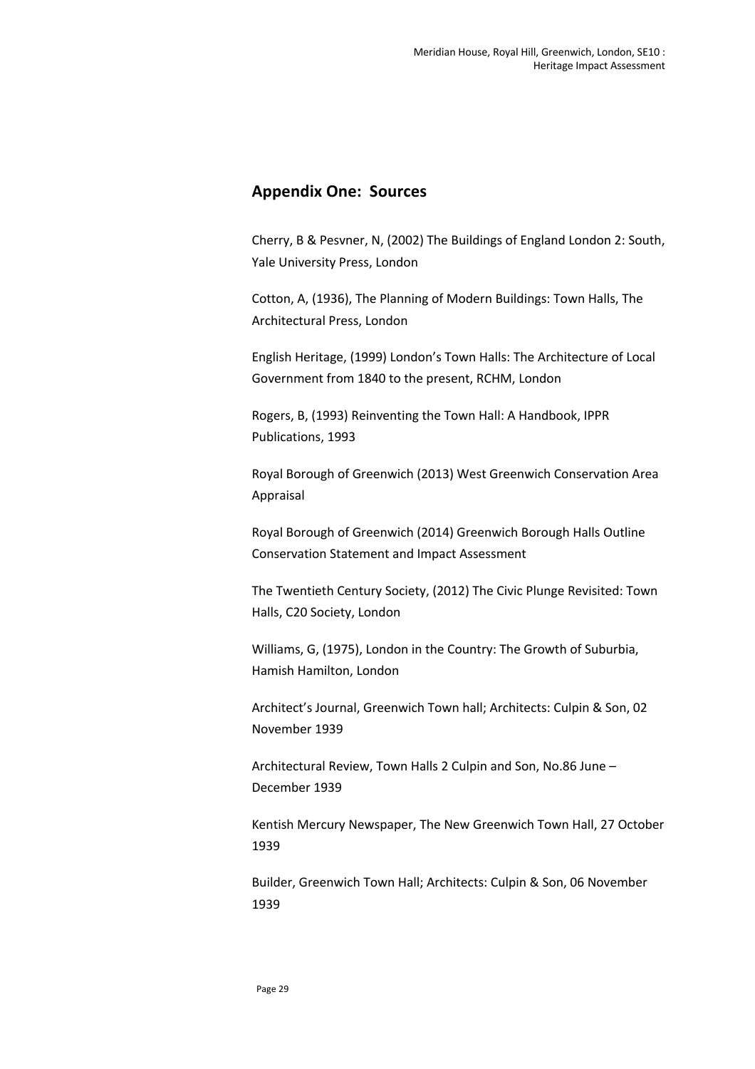## Appendix One: Sources

Cherry, B & Pesvner, N, (2002) The Buildings of England London 2: South, Yale University Press, London

Cotton, A, (1936), The Planning of Modern Buildings: Town Halls, The Architectural Press, London

English Heritage, (1999) London's Town Halls: The Architecture of Local Government from 1840 to the present, RCHM, London

Rogers, B, (1993) Reinventing the Town Hall: A Handbook, IPPR Publications, 1993

Royal Borough of Greenwich (2013) West Greenwich Conservation Area Appraisal

Royal Borough of Greenwich (2014) Greenwich Borough Halls Outline Conservation Statement and Impact Assessment

The Twentieth Century Society, (2012) The Civic Plunge Revisited: Town Halls, C20 Society, London

Williams, G, (1975), London in the Country: The Growth of Suburbia, Hamish Hamilton, London

Architect's Journal, Greenwich Town hall; Architects: Culpin & Son, 02 November 1939

Architectural Review, Town Halls 2 Culpin and Son, No.86 June – December 1939

Kentish Mercury Newspaper, The New Greenwich Town Hall, 27 October 1939

Builder, Greenwich Town Hall; Architects: Culpin & Son, 06 November 1939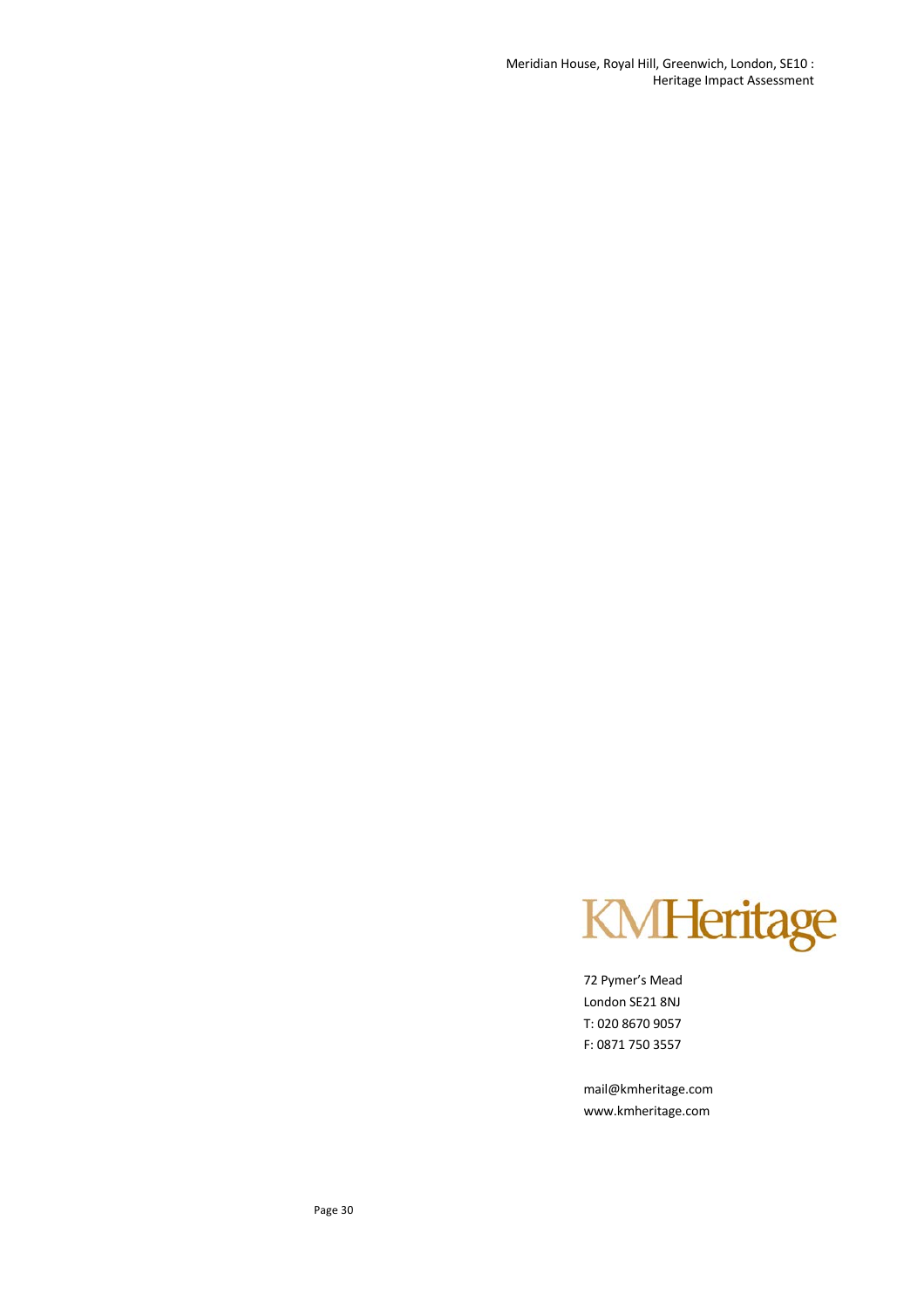KMHeritage

72 Pymer's Mead
London SE21 8NJ
T: 020 8670 9057
F: 0871 750 3557

mail@kmheritage.com
www.kmheritage.com